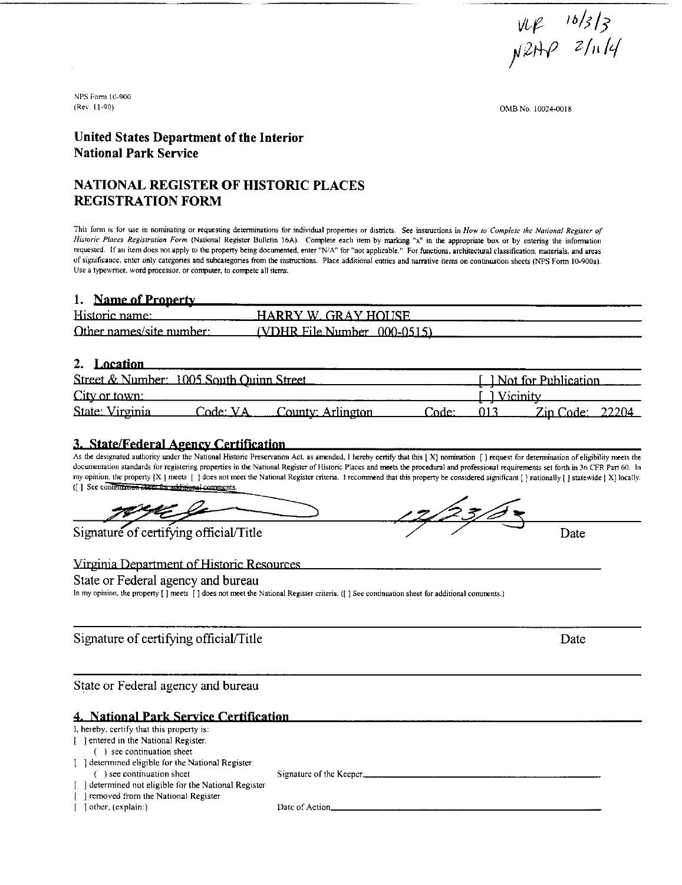VLR 10/3/3
NRHP 2/11/4

NPS Form 10-900
(Rev. 11-90)

OMB No. 10024-0018

**United States Department of the Interior**
**National Park Service**

# NATIONAL REGISTER OF HISTORIC PLACES REGISTRATION FORM

This form is for use in nominating or requesting determinations for individual properties or districts. See instructions in *How to Complete the National Register of Historic Places Registration Form* (National Register Bulletin 16A). Complete each item by marking "x" in the appropriate box or by entering the information requested. If an item does not apply to the property being documented, enter "N/A" for "not applicable." For functions, architectural classification, materials, and areas of significance, enter only categories and subcategories from the instructions. Place additional entries and narrative items on continuation sheets (NPS Form 10-900a). Use a typewriter, word processor, or computer, to compete all items.

## 1. Name of Property

Historic name: HARRY W. GRAY HOUSE

Other names/site number: (VDHR File Number 000-0515)

## 2. Location

Street & Number: 1005 South Quinn Street [ ] Not for Publication

City or town: [ ] Vicinity

State: Virginia Code: VA County: Arlington Code: 013 Zip Code: 22204

## 3. State/Federal Agency Certification

As the designated authority under the National Historic Preservation Act, as amended, I hereby certify that this [ X] nomination [ ] request for determination of eligibility meets the documentation standards for registering properties in the National Register of Historic Places and meets the procedural and professional requirements set forth in 36 CFR Part 60. In my opinion, the property [X ] meets [ ] does not meet the National Register criteria. I recommend that this property be considered significant [ ] nationally [ ] statewide [ X] locally. ([ ] See continuation sheet for additional comments.)

[signature] 12/23/03

Signature of certifying official/Title Date

Virginia Department of Historic Resources

State or Federal agency and bureau

In my opinion, the property [ ] meets [ ] does not meet the National Register criteria. ([ ] See continuation sheet for additional comments.)

Signature of certifying official/Title Date

State or Federal agency and bureau

## 4. National Park Service Certification

I, hereby, certify that this property is:

[ ] entered in the National Register.
( ) see continuation sheet
[ ] determined eligible for the National Register
( ) see continuation sheet
[ ] determined not eligible for the National Register
[ ] removed from the National Register
[ ] other, (explain:)

Signature of the Keeper\_\_\_\_\_\_\_\_\_\_\_\_\_\_\_\_

Date of Action\_\_\_\_\_\_\_\_\_\_\_\_\_\_\_\_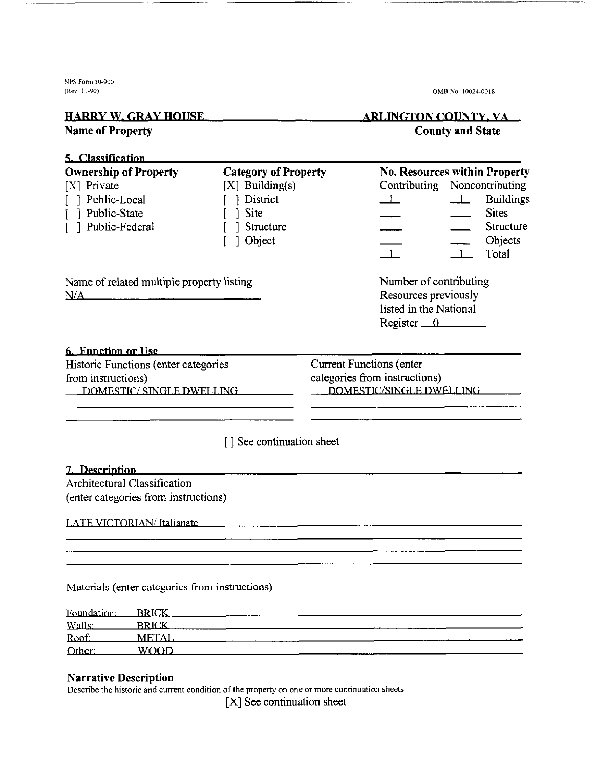NPS Form 10-900
(Rev. 11-90)

OMB No. 10024-0018

**HARRY W. GRAY HOUSE** — **Name of Property**

**ARLINGTON COUNTY, VA** — **County and State**

## 5. Classification

**Ownership of Property**

[X] Private
[ ] Public-Local
[ ] Public-State
[ ] Public-Federal

**Category of Property**

[X] Building(s)
[ ] District
[ ] Site
[ ] Structure
[ ] Object

**No. Resources within Property**

| Contributing | Noncontributing | |
|---|---|---|
| 1 | 1 | Buildings |
| | | Sites |
| | | Structure |
| | | Objects |
| 1 | 1 | Total |

Name of related multiple property listing
N/A

Number of contributing Resources previously listed in the National Register 0

## 6. Function or Use

Historic Functions (enter categories from instructions)
DOMESTIC/ SINGLE DWELLING

Current Functions (enter categories from instructions)
DOMESTIC/SINGLE DWELLING

[ ] See continuation sheet

## 7. Description

Architectural Classification
(enter categories from instructions)

LATE VICTORIAN/ Italianate

Materials (enter categories from instructions)

Foundation: BRICK
Walls: BRICK
Roof: METAL
Other: WOOD

**Narrative Description**

Describe the historic and current condition of the property on one or more continuation sheets

[X] See continuation sheet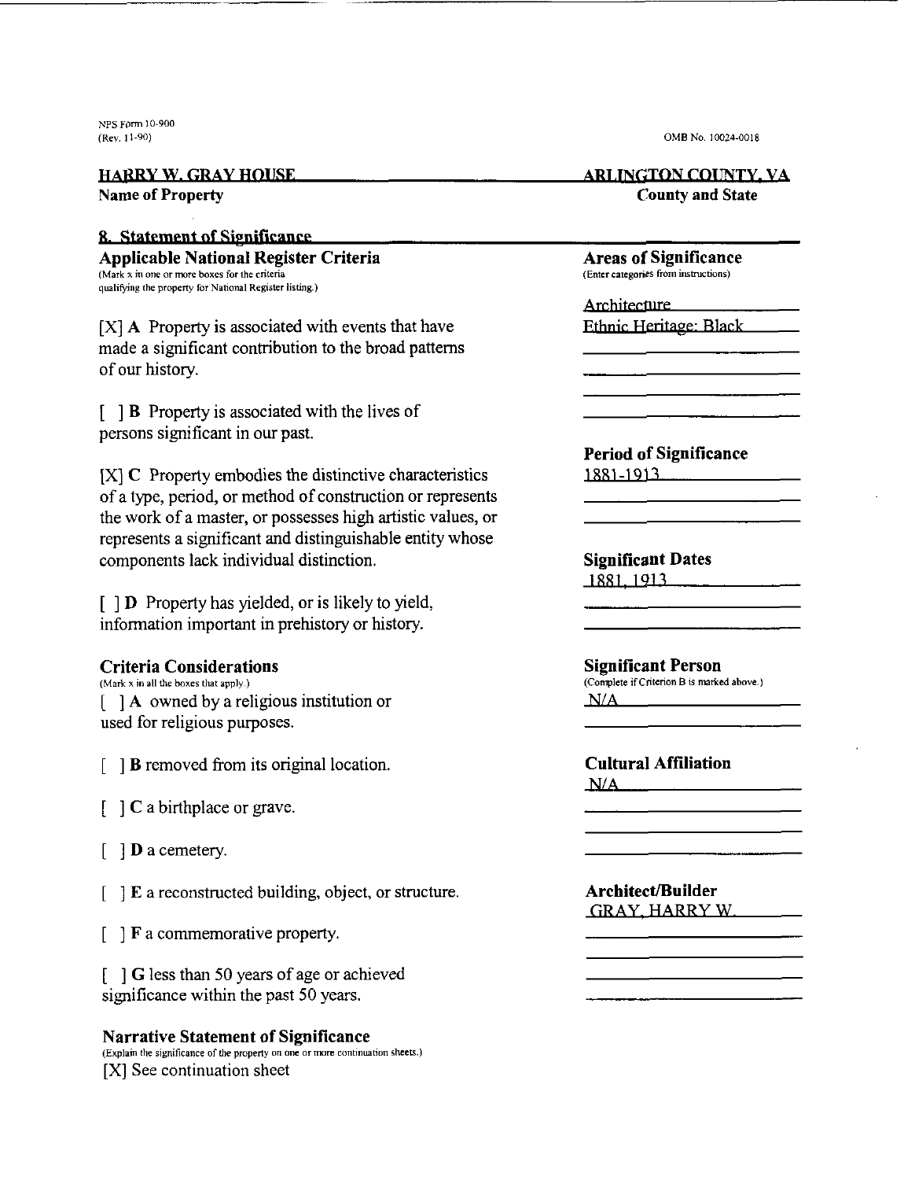**HARRY W. GRAY HOUSE**
**Name of Property**

**ARLINGTON COUNTY, VA**
**County and State**

## 8. Statement of Significance

### Applicable National Register Criteria

(Mark x in one or more boxes for the criteria qualifying the property for National Register listing.)

[X] **A** Property is associated with events that have made a significant contribution to the broad patterns of our history.

[ ] **B** Property is associated with the lives of persons significant in our past.

[X] **C** Property embodies the distinctive characteristics of a type, period, or method of construction or represents the work of a master, or possesses high artistic values, or represents a significant and distinguishable entity whose components lack individual distinction.

[ ] **D** Property has yielded, or is likely to yield, information important in prehistory or history.

### Criteria Considerations

(Mark x in all the boxes that apply.)

[ ] **A** owned by a religious institution or used for religious purposes.

[ ] **B** removed from its original location.

[ ] **C** a birthplace or grave.

[ ] **D** a cemetery.

[ ] **E** a reconstructed building, object, or structure.

[ ] **F** a commemorative property.

[ ] **G** less than 50 years of age or achieved significance within the past 50 years.

### Narrative Statement of Significance

(Explain the significance of the property on one or more continuation sheets.)

[X] See continuation sheet

### Areas of Significance

(Enter categories from instructions)

Architecture

Ethnic Heritage: Black

### Period of Significance

1881-1913

### Significant Dates

1881, 1913

### Significant Person

(Complete if Criterion B is marked above.)

N/A

### Cultural Affiliation

N/A

### Architect/Builder

GRAY, HARRY W.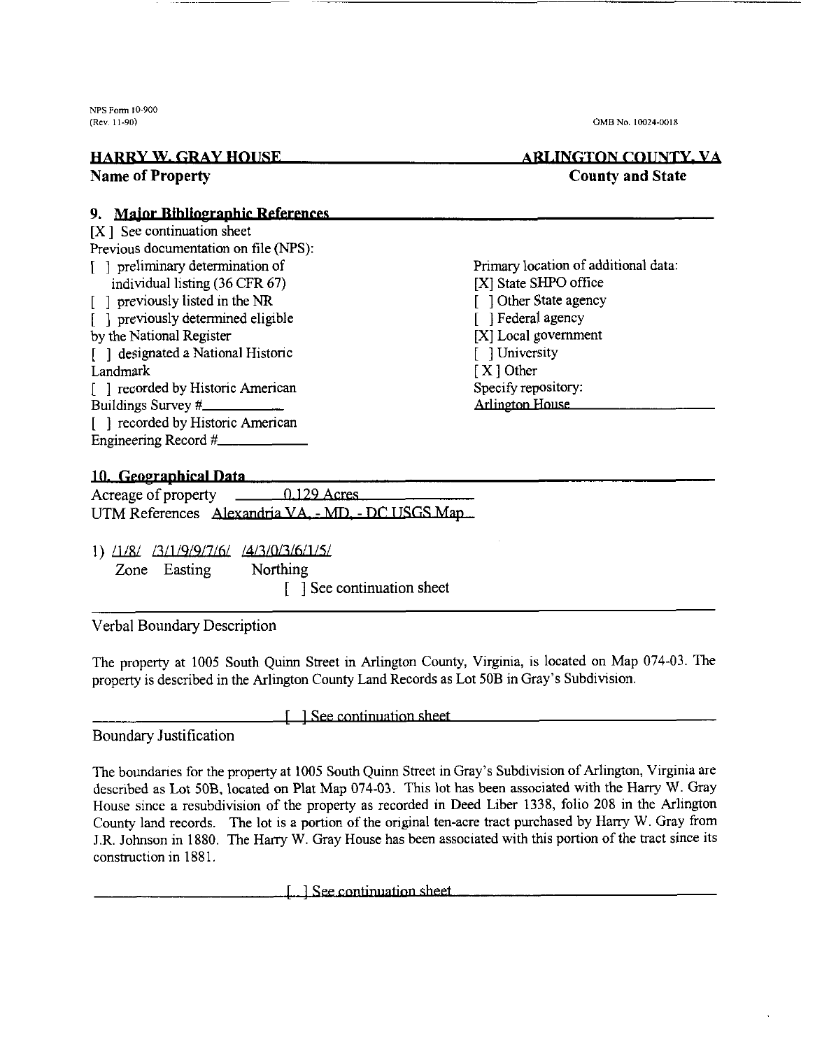**HARRY W. GRAY HOUSE** — Name of Property

**ARLINGTON COUNTY, VA** — County and State

## 9. Major Bibliographic References

[X ] See continuation sheet

Previous documentation on file (NPS):

[ ] preliminary determination of individual listing (36 CFR 67)
[ ] previously listed in the NR
[ ] previously determined eligible by the National Register
[ ] designated a National Historic Landmark
[ ] recorded by Historic American Buildings Survey #\_\_\_\_\_\_\_\_\_\_
[ ] recorded by Historic American Engineering Record #\_\_\_\_\_\_\_\_\_\_

Primary location of additional data:

[X] State SHPO office
[ ] Other State agency
[ ] Federal agency
[X] Local government
[ ] University
[ X ] Other

Specify repository: Arlington House

## 10. Geographical Data

Acreage of property 0.129 Acres

UTM References Alexandria VA, - MD, - DC USGS Map

1) /1/8/ /3/1/9/9/7/6/ /4/3/0/3/6/1/5/

Zone Easting Northing

[ ] See continuation sheet

### Verbal Boundary Description

The property at 1005 South Quinn Street in Arlington County, Virginia, is located on Map 074-03. The property is described in the Arlington County Land Records as Lot 50B in Gray's Subdivision.

[ ] See continuation sheet

### Boundary Justification

The boundaries for the property at 1005 South Quinn Street in Gray's Subdivision of Arlington, Virginia are described as Lot 50B, located on Plat Map 074-03. This lot has been associated with the Harry W. Gray House since a resubdivision of the property as recorded in Deed Liber 1338, folio 208 in the Arlington County land records. The lot is a portion of the original ten-acre tract purchased by Harry W. Gray from J.R. Johnson in 1880. The Harry W. Gray House has been associated with this portion of the tract since its construction in 1881.

[ ] See continuation sheet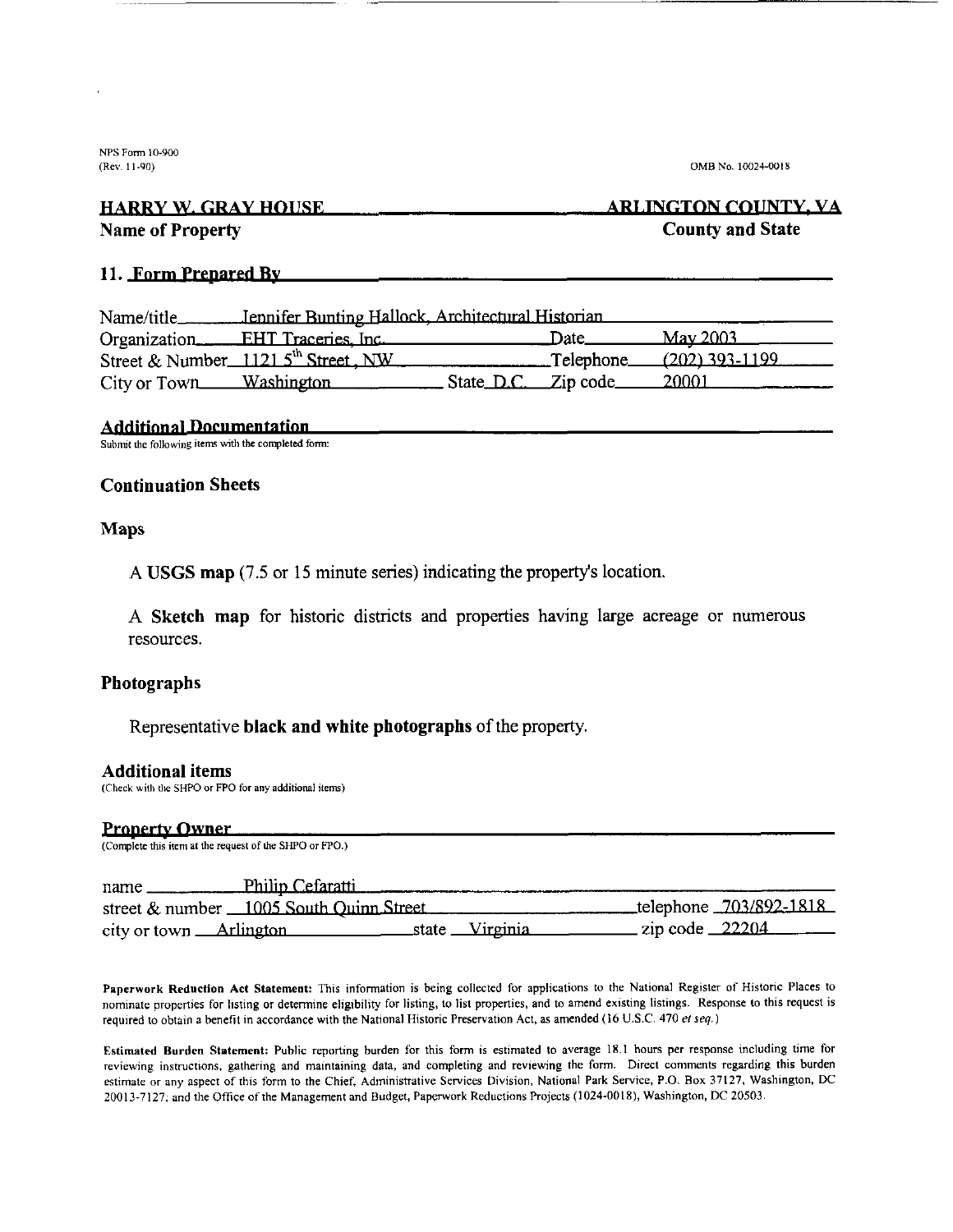NPS Form 10-900
(Rev. 11-90)

OMB No. 10024-0018

**HARRY W. GRAY HOUSE** — **ARLINGTON COUNTY, VA**

**Name of Property** — **County and State**

## 11. Form Prepared By

Name/title: Jennifer Bunting Hallock, Architectural Historian

Organization: EHT Traceries, Inc. Date: May 2003

Street & Number: 1121 5th Street, NW Telephone: (202) 393-1199

City or Town: Washington State: D.C. Zip code: 20001

## Additional Documentation

Submit the following items with the completed form:

### Continuation Sheets

### Maps

A **USGS map** (7.5 or 15 minute series) indicating the property's location.

A **Sketch map** for historic districts and properties having large acreage or numerous resources.

### Photographs

Representative **black and white photographs** of the property.

### Additional items

(Check with the SHPO or FPO for any additional items)

## Property Owner

(Complete this item at the request of the SHPO or FPO.)

name: Philip Cefaratti

street & number: 1005 South Quinn Street telephone: 703/892-1818

city or town: Arlington state: Virginia zip code: 22204

**Paperwork Reduction Act Statement:** This information is being collected for applications to the National Register of Historic Places to nominate properties for listing or determine eligibility for listing, to list properties, and to amend existing listings. Response to this request is required to obtain a benefit in accordance with the National Historic Preservation Act, as amended (16 U.S.C. 470 *et seq.*)

**Estimated Burden Statement:** Public reporting burden for this form is estimated to average 18.1 hours per response including time for reviewing instructions, gathering and maintaining data, and completing and reviewing the form. Direct comments regarding this burden estimate or any aspect of this form to the Chief, Administrative Services Division, National Park Service, P.O. Box 37127, Washington, DC 20013-7127; and the Office of the Management and Budget, Paperwork Reductions Projects (1024-0018), Washington, DC 20503.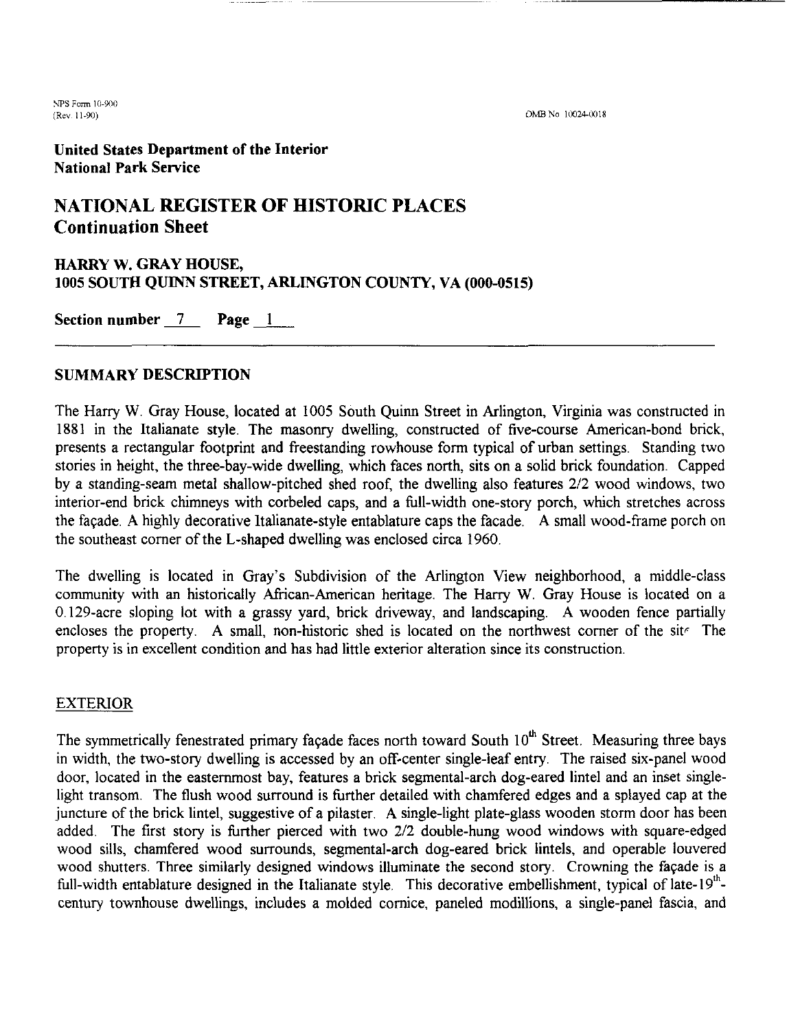**United States Department of the Interior**
**National Park Service**

# NATIONAL REGISTER OF HISTORIC PLACES
# Continuation Sheet

## HARRY W. GRAY HOUSE,
## 1005 SOUTH QUINN STREET, ARLINGTON COUNTY, VA (000-0515)

**Section number** 7 **Page** 1

---

## SUMMARY DESCRIPTION

The Harry W. Gray House, located at 1005 South Quinn Street in Arlington, Virginia was constructed in 1881 in the Italianate style. The masonry dwelling, constructed of five-course American-bond brick, presents a rectangular footprint and freestanding rowhouse form typical of urban settings. Standing two stories in height, the three-bay-wide dwelling, which faces north, sits on a solid brick foundation. Capped by a standing-seam metal shallow-pitched shed roof, the dwelling also features 2/2 wood windows, two interior-end brick chimneys with corbeled caps, and a full-width one-story porch, which stretches across the façade. A highly decorative Italianate-style entablature caps the facade. A small wood-frame porch on the southeast corner of the L-shaped dwelling was enclosed circa 1960.

The dwelling is located in Gray's Subdivision of the Arlington View neighborhood, a middle-class community with an historically African-American heritage. The Harry W. Gray House is located on a 0.129-acre sloping lot with a grassy yard, brick driveway, and landscaping. A wooden fence partially encloses the property. A small, non-historic shed is located on the northwest corner of the site. The property is in excellent condition and has had little exterior alteration since its construction.

### EXTERIOR

The symmetrically fenestrated primary façade faces north toward South 10th Street. Measuring three bays in width, the two-story dwelling is accessed by an off-center single-leaf entry. The raised six-panel wood door, located in the easternmost bay, features a brick segmental-arch dog-eared lintel and an inset single-light transom. The flush wood surround is further detailed with chamfered edges and a splayed cap at the juncture of the brick lintel, suggestive of a pilaster. A single-light plate-glass wooden storm door has been added. The first story is further pierced with two 2/2 double-hung wood windows with square-edged wood sills, chamfered wood surrounds, segmental-arch dog-eared brick lintels, and operable louvered wood shutters. Three similarly designed windows illuminate the second story. Crowning the façade is a full-width entablature designed in the Italianate style. This decorative embellishment, typical of late-19th-century townhouse dwellings, includes a molded cornice, paneled modillions, a single-panel fascia, and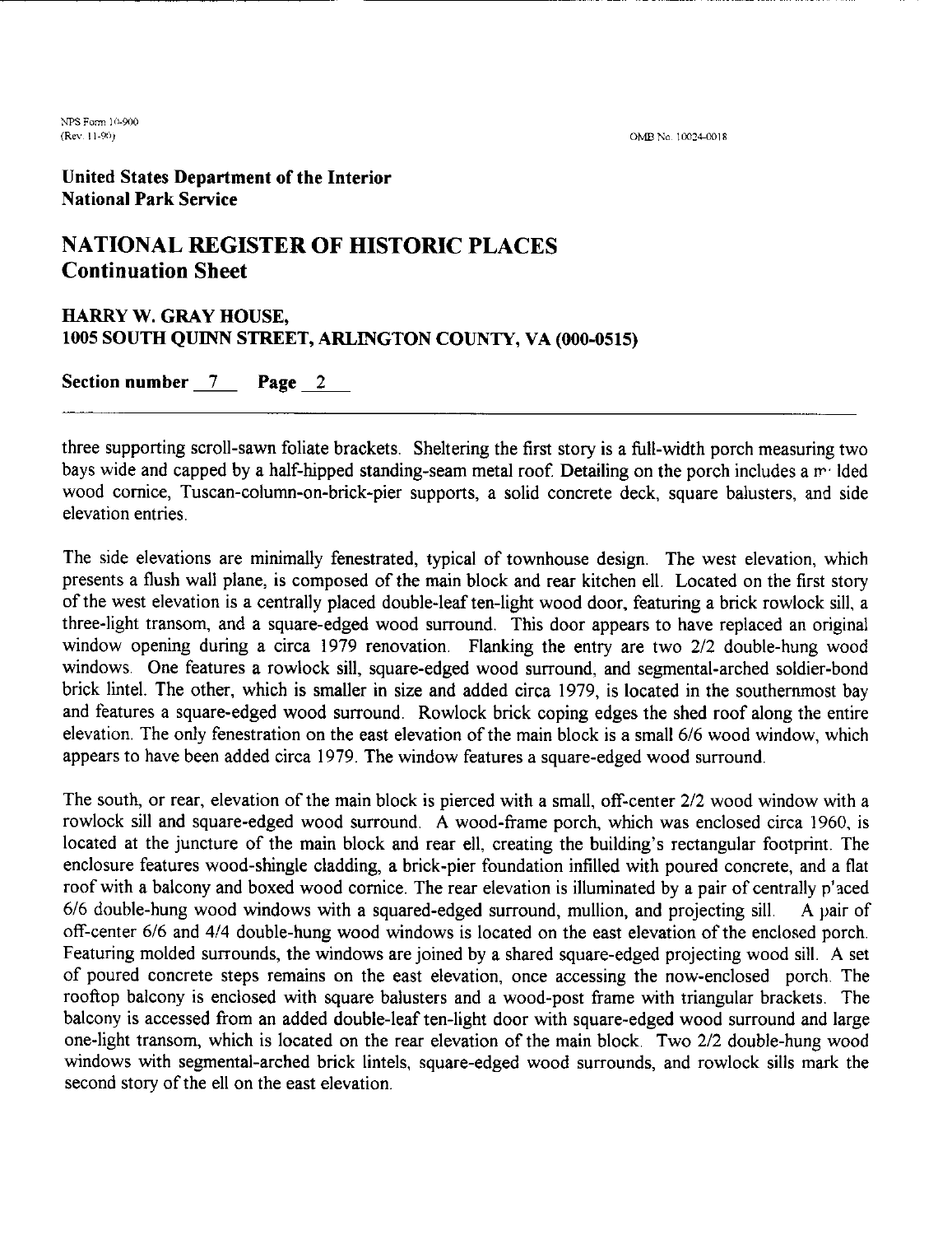**United States Department of the Interior**
**National Park Service**

# NATIONAL REGISTER OF HISTORIC PLACES
## Continuation Sheet

### HARRY W. GRAY HOUSE, 1005 SOUTH QUINN STREET, ARLINGTON COUNTY, VA (000-0515)

**Section number** 7 **Page** 2

three supporting scroll-sawn foliate brackets. Sheltering the first story is a full-width porch measuring two bays wide and capped by a half-hipped standing-seam metal roof. Detailing on the porch includes a molded wood cornice, Tuscan-column-on-brick-pier supports, a solid concrete deck, square balusters, and side elevation entries.

The side elevations are minimally fenestrated, typical of townhouse design. The west elevation, which presents a flush wall plane, is composed of the main block and rear kitchen ell. Located on the first story of the west elevation is a centrally placed double-leaf ten-light wood door, featuring a brick rowlock sill, a three-light transom, and a square-edged wood surround. This door appears to have replaced an original window opening during a circa 1979 renovation. Flanking the entry are two 2/2 double-hung wood windows. One features a rowlock sill, square-edged wood surround, and segmental-arched soldier-bond brick lintel. The other, which is smaller in size and added circa 1979, is located in the southernmost bay and features a square-edged wood surround. Rowlock brick coping edges the shed roof along the entire elevation. The only fenestration on the east elevation of the main block is a small 6/6 wood window, which appears to have been added circa 1979. The window features a square-edged wood surround.

The south, or rear, elevation of the main block is pierced with a small, off-center 2/2 wood window with a rowlock sill and square-edged wood surround. A wood-frame porch, which was enclosed circa 1960, is located at the juncture of the main block and rear ell, creating the building's rectangular footprint. The enclosure features wood-shingle cladding, a brick-pier foundation infilled with poured concrete, and a flat roof with a balcony and boxed wood cornice. The rear elevation is illuminated by a pair of centrally placed 6/6 double-hung wood windows with a squared-edged surround, mullion, and projecting sill. A pair of off-center 6/6 and 4/4 double-hung wood windows is located on the east elevation of the enclosed porch. Featuring molded surrounds, the windows are joined by a shared square-edged projecting wood sill. A set of poured concrete steps remains on the east elevation, once accessing the now-enclosed porch. The rooftop balcony is enclosed with square balusters and a wood-post frame with triangular brackets. The balcony is accessed from an added double-leaf ten-light door with square-edged wood surround and large one-light transom, which is located on the rear elevation of the main block. Two 2/2 double-hung wood windows with segmental-arched brick lintels, square-edged wood surrounds, and rowlock sills mark the second story of the ell on the east elevation.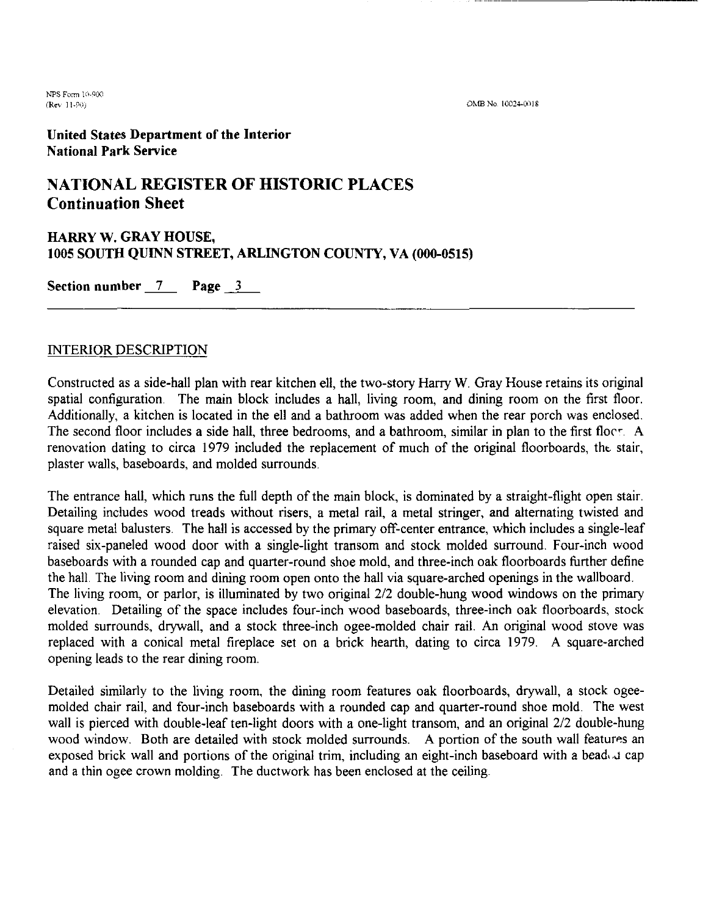United States Department of the Interior
National Park Service

# NATIONAL REGISTER OF HISTORIC PLACES
## Continuation Sheet

### HARRY W. GRAY HOUSE, 1005 SOUTH QUINN STREET, ARLINGTON COUNTY, VA (000-0515)

**Section number 7 Page 3**

---

INTERIOR DESCRIPTION

Constructed as a side-hall plan with rear kitchen ell, the two-story Harry W. Gray House retains its original spatial configuration. The main block includes a hall, living room, and dining room on the first floor. Additionally, a kitchen is located in the ell and a bathroom was added when the rear porch was enclosed. The second floor includes a side hall, three bedrooms, and a bathroom, similar in plan to the first floor. A renovation dating to circa 1979 included the replacement of much of the original floorboards, the stair, plaster walls, baseboards, and molded surrounds.

The entrance hall, which runs the full depth of the main block, is dominated by a straight-flight open stair. Detailing includes wood treads without risers, a metal rail, a metal stringer, and alternating twisted and square metal balusters. The hall is accessed by the primary off-center entrance, which includes a single-leaf raised six-paneled wood door with a single-light transom and stock molded surround. Four-inch wood baseboards with a rounded cap and quarter-round shoe mold, and three-inch oak floorboards further define the hall. The living room and dining room open onto the hall via square-arched openings in the wallboard.
The living room, or parlor, is illuminated by two original 2/2 double-hung wood windows on the primary elevation. Detailing of the space includes four-inch wood baseboards, three-inch oak floorboards, stock molded surrounds, drywall, and a stock three-inch ogee-molded chair rail. An original wood stove was replaced with a conical metal fireplace set on a brick hearth, dating to circa 1979. A square-arched opening leads to the rear dining room.

Detailed similarly to the living room, the dining room features oak floorboards, drywall, a stock ogee-molded chair rail, and four-inch baseboards with a rounded cap and quarter-round shoe mold. The west wall is pierced with double-leaf ten-light doors with a one-light transom, and an original 2/2 double-hung wood window. Both are detailed with stock molded surrounds. A portion of the south wall features an exposed brick wall and portions of the original trim, including an eight-inch baseboard with a beaded cap and a thin ogee crown molding. The ductwork has been enclosed at the ceiling.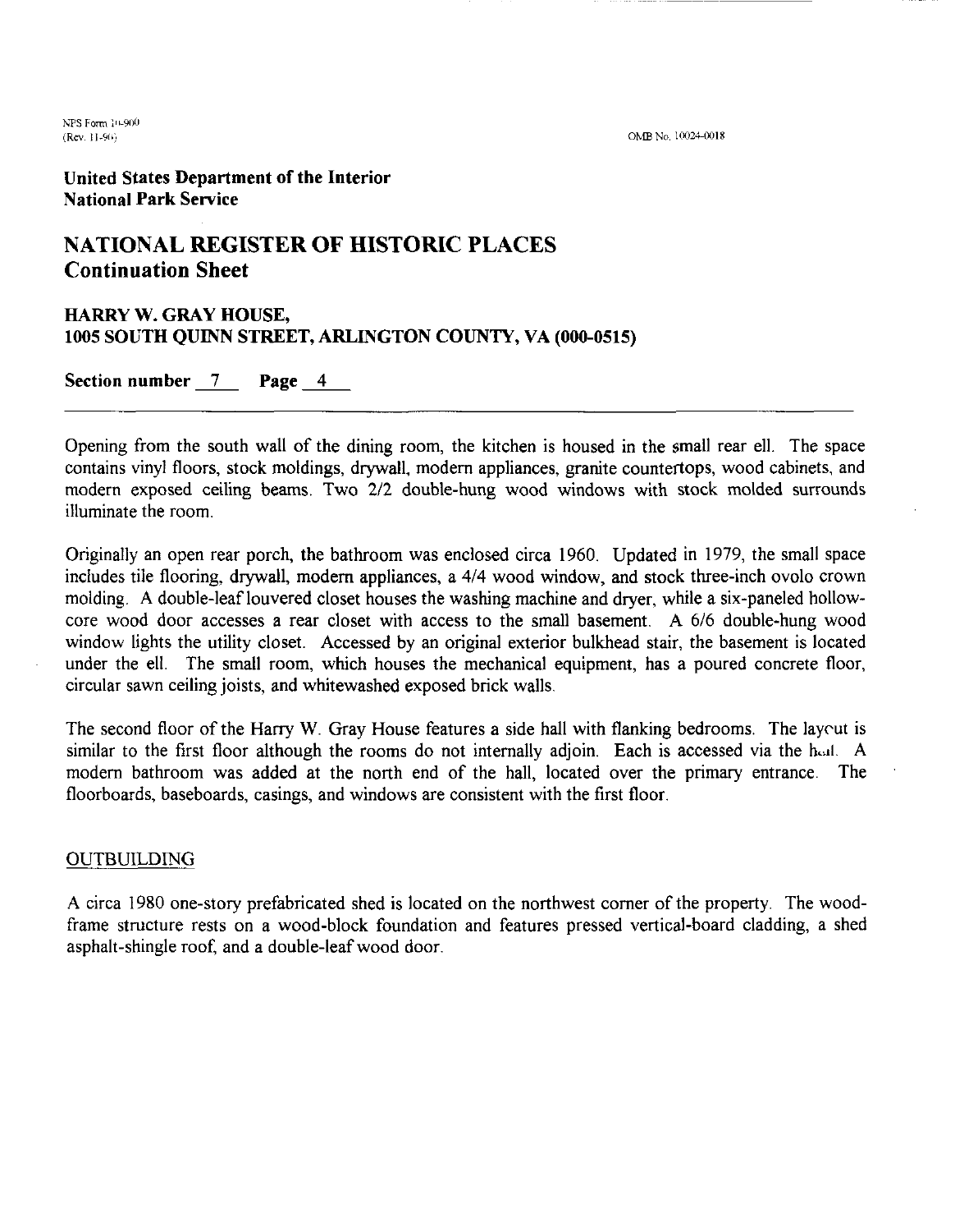Opening from the south wall of the dining room, the kitchen is housed in the small rear ell. The space contains vinyl floors, stock moldings, drywall, modern appliances, granite countertops, wood cabinets, and modern exposed ceiling beams. Two 2/2 double-hung wood windows with stock molded surrounds illuminate the room.

Originally an open rear porch, the bathroom was enclosed circa 1960. Updated in 1979, the small space includes tile flooring, drywall, modern appliances, a 4/4 wood window, and stock three-inch ovolo crown molding. A double-leaf louvered closet houses the washing machine and dryer, while a six-paneled hollow-core wood door accesses a rear closet with access to the small basement. A 6/6 double-hung wood window lights the utility closet. Accessed by an original exterior bulkhead stair, the basement is located under the ell. The small room, which houses the mechanical equipment, has a poured concrete floor, circular sawn ceiling joists, and whitewashed exposed brick walls.

The second floor of the Harry W. Gray House features a side hall with flanking bedrooms. The layout is similar to the first floor although the rooms do not internally adjoin. Each is accessed via the hall. A modern bathroom was added at the north end of the hall, located over the primary entrance. The floorboards, baseboards, casings, and windows are consistent with the first floor.

## OUTBUILDING

A circa 1980 one-story prefabricated shed is located on the northwest corner of the property. The wood-frame structure rests on a wood-block foundation and features pressed vertical-board cladding, a shed asphalt-shingle roof, and a double-leaf wood door.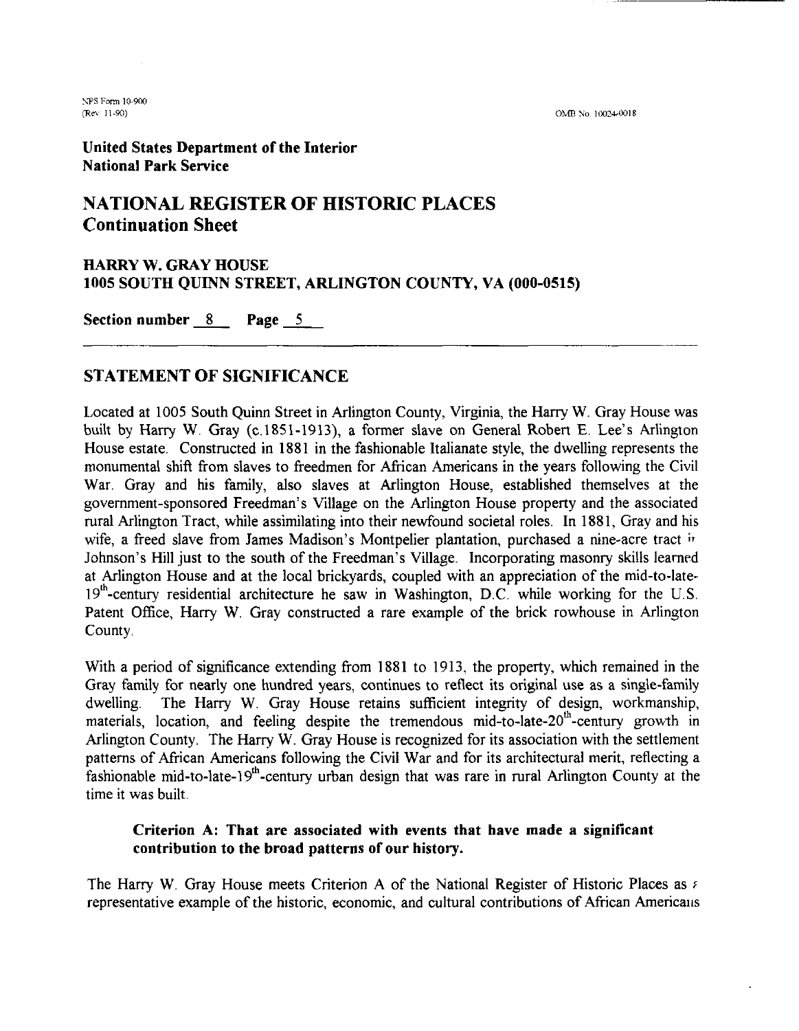**United States Department of the Interior**
**National Park Service**

# NATIONAL REGISTER OF HISTORIC PLACES
## Continuation Sheet

### HARRY W. GRAY HOUSE
### 1005 SOUTH QUINN STREET, ARLINGTON COUNTY, VA (000-0515)

**Section number** 8 **Page** 5

---

## STATEMENT OF SIGNIFICANCE

Located at 1005 South Quinn Street in Arlington County, Virginia, the Harry W. Gray House was built by Harry W. Gray (c.1851-1913), a former slave on General Robert E. Lee's Arlington House estate. Constructed in 1881 in the fashionable Italianate style, the dwelling represents the monumental shift from slaves to freedmen for African Americans in the years following the Civil War. Gray and his family, also slaves at Arlington House, established themselves at the government-sponsored Freedman's Village on the Arlington House property and the associated rural Arlington Tract, while assimilating into their newfound societal roles. In 1881, Gray and his wife, a freed slave from James Madison's Montpelier plantation, purchased a nine-acre tract in Johnson's Hill just to the south of the Freedman's Village. Incorporating masonry skills learned at Arlington House and at the local brickyards, coupled with an appreciation of the mid-to-late-19th-century residential architecture he saw in Washington, D.C. while working for the U.S. Patent Office, Harry W. Gray constructed a rare example of the brick rowhouse in Arlington County.

With a period of significance extending from 1881 to 1913, the property, which remained in the Gray family for nearly one hundred years, continues to reflect its original use as a single-family dwelling. The Harry W. Gray House retains sufficient integrity of design, workmanship, materials, location, and feeling despite the tremendous mid-to-late-20th-century growth in Arlington County. The Harry W. Gray House is recognized for its association with the settlement patterns of African Americans following the Civil War and for its architectural merit, reflecting a fashionable mid-to-late-19th-century urban design that was rare in rural Arlington County at the time it was built.

**Criterion A: That are associated with events that have made a significant contribution to the broad patterns of our history.**

The Harry W. Gray House meets Criterion A of the National Register of Historic Places as a representative example of the historic, economic, and cultural contributions of African Americans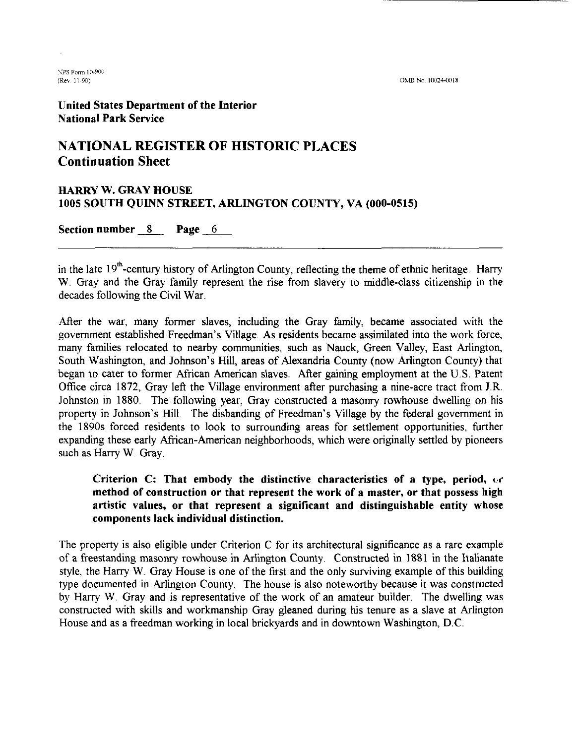in the late 19th-century history of Arlington County, reflecting the theme of ethnic heritage. Harry W. Gray and the Gray family represent the rise from slavery to middle-class citizenship in the decades following the Civil War.

After the war, many former slaves, including the Gray family, became associated with the government established Freedman's Village. As residents became assimilated into the work force, many families relocated to nearby communities, such as Nauck, Green Valley, East Arlington, South Washington, and Johnson's Hill, areas of Alexandria County (now Arlington County) that began to cater to former African American slaves. After gaining employment at the U.S. Patent Office circa 1872, Gray left the Village environment after purchasing a nine-acre tract from J.R. Johnston in 1880. The following year, Gray constructed a masonry rowhouse dwelling on his property in Johnson's Hill. The disbanding of Freedman's Village by the federal government in the 1890s forced residents to look to surrounding areas for settlement opportunities, further expanding these early African-American neighborhoods, which were originally settled by pioneers such as Harry W. Gray.

> **Criterion C: That embody the distinctive characteristics of a type, period, or method of construction or that represent the work of a master, or that possess high artistic values, or that represent a significant and distinguishable entity whose components lack individual distinction.**

The property is also eligible under Criterion C for its architectural significance as a rare example of a freestanding masonry rowhouse in Arlington County. Constructed in 1881 in the Italianate style, the Harry W. Gray House is one of the first and the only surviving example of this building type documented in Arlington County. The house is also noteworthy because it was constructed by Harry W. Gray and is representative of the work of an amateur builder. The dwelling was constructed with skills and workmanship Gray gleaned during his tenure as a slave at Arlington House and as a freedman working in local brickyards and in downtown Washington, D.C.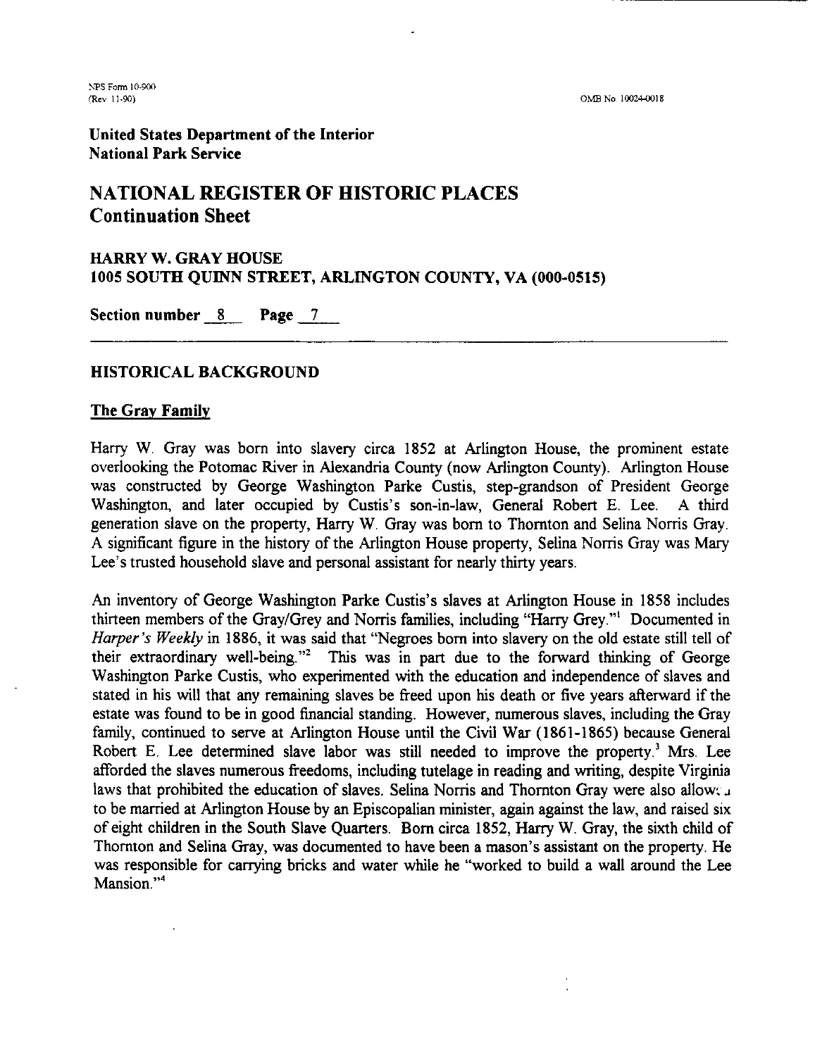United States Department of the Interior
National Park Service

# NATIONAL REGISTER OF HISTORIC PLACES
## Continuation Sheet

**HARRY W. GRAY HOUSE**
**1005 SOUTH QUINN STREET, ARLINGTON COUNTY, VA (000-0515)**

**Section number** 8 **Page** 7

## HISTORICAL BACKGROUND

### The Gray Family

Harry W. Gray was born into slavery circa 1852 at Arlington House, the prominent estate overlooking the Potomac River in Alexandria County (now Arlington County). Arlington House was constructed by George Washington Parke Custis, step-grandson of President George Washington, and later occupied by Custis's son-in-law, General Robert E. Lee. A third generation slave on the property, Harry W. Gray was born to Thornton and Selina Norris Gray. A significant figure in the history of the Arlington House property, Selina Norris Gray was Mary Lee's trusted household slave and personal assistant for nearly thirty years.

An inventory of George Washington Parke Custis's slaves at Arlington House in 1858 includes thirteen members of the Gray/Grey and Norris families, including "Harry Grey."[1] Documented in *Harper's Weekly* in 1886, it was said that "Negroes born into slavery on the old estate still tell of their extraordinary well-being."[2] This was in part due to the forward thinking of George Washington Parke Custis, who experimented with the education and independence of slaves and stated in his will that any remaining slaves be freed upon his death or five years afterward if the estate was found to be in good financial standing. However, numerous slaves, including the Gray family, continued to serve at Arlington House until the Civil War (1861-1865) because General Robert E. Lee determined slave labor was still needed to improve the property.[3] Mrs. Lee afforded the slaves numerous freedoms, including tutelage in reading and writing, despite Virginia laws that prohibited the education of slaves. Selina Norris and Thornton Gray were also allowed to be married at Arlington House by an Episcopalian minister, again against the law, and raised six of eight children in the South Slave Quarters. Born circa 1852, Harry W. Gray, the sixth child of Thornton and Selina Gray, was documented to have been a mason's assistant on the property. He was responsible for carrying bricks and water while he "worked to build a wall around the Lee Mansion."[4]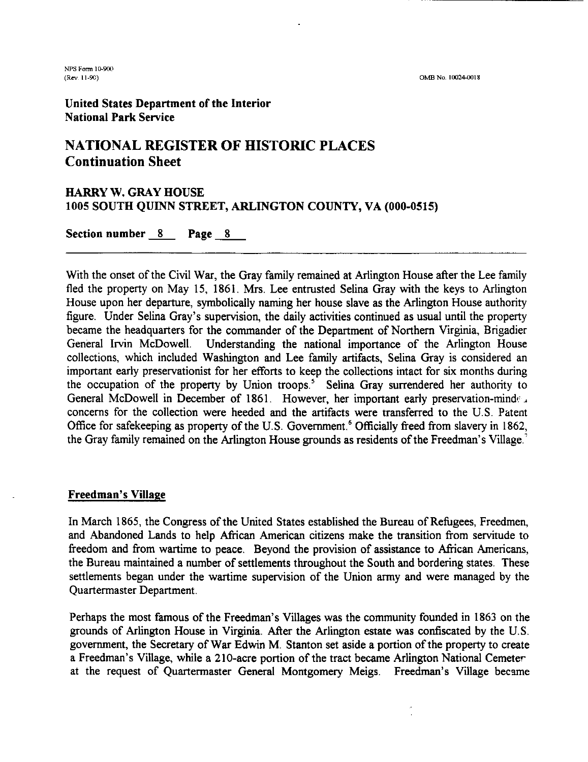**United States Department of the Interior**
**National Park Service**

# NATIONAL REGISTER OF HISTORIC PLACES
## Continuation Sheet

### HARRY W. GRAY HOUSE
### 1005 SOUTH QUINN STREET, ARLINGTON COUNTY, VA (000-0515)

**Section number** 8 **Page** 8

With the onset of the Civil War, the Gray family remained at Arlington House after the Lee family fled the property on May 15, 1861. Mrs. Lee entrusted Selina Gray with the keys to Arlington House upon her departure, symbolically naming her house slave as the Arlington House authority figure. Under Selina Gray's supervision, the daily activities continued as usual until the property became the headquarters for the commander of the Department of Northern Virginia, Brigadier General Irvin McDowell. Understanding the national importance of the Arlington House collections, which included Washington and Lee family artifacts, Selina Gray is considered an important early preservationist for her efforts to keep the collections intact for six months during the occupation of the property by Union troops.[5] Selina Gray surrendered her authority to General McDowell in December of 1861. However, her important early preservation-minded concerns for the collection were heeded and the artifacts were transferred to the U.S. Patent Office for safekeeping as property of the U.S. Government.[6] Officially freed from slavery in 1862, the Gray family remained on the Arlington House grounds as residents of the Freedman's Village.[7]

**Freedman's Village**

In March 1865, the Congress of the United States established the Bureau of Refugees, Freedmen, and Abandoned Lands to help African American citizens make the transition from servitude to freedom and from wartime to peace. Beyond the provision of assistance to African Americans, the Bureau maintained a number of settlements throughout the South and bordering states. These settlements began under the wartime supervision of the Union army and were managed by the Quartermaster Department.

Perhaps the most famous of the Freedman's Villages was the community founded in 1863 on the grounds of Arlington House in Virginia. After the Arlington estate was confiscated by the U.S. government, the Secretary of War Edwin M. Stanton set aside a portion of the property to create a Freedman's Village, while a 210-acre portion of the tract became Arlington National Cemetery at the request of Quartermaster General Montgomery Meigs. Freedman's Village became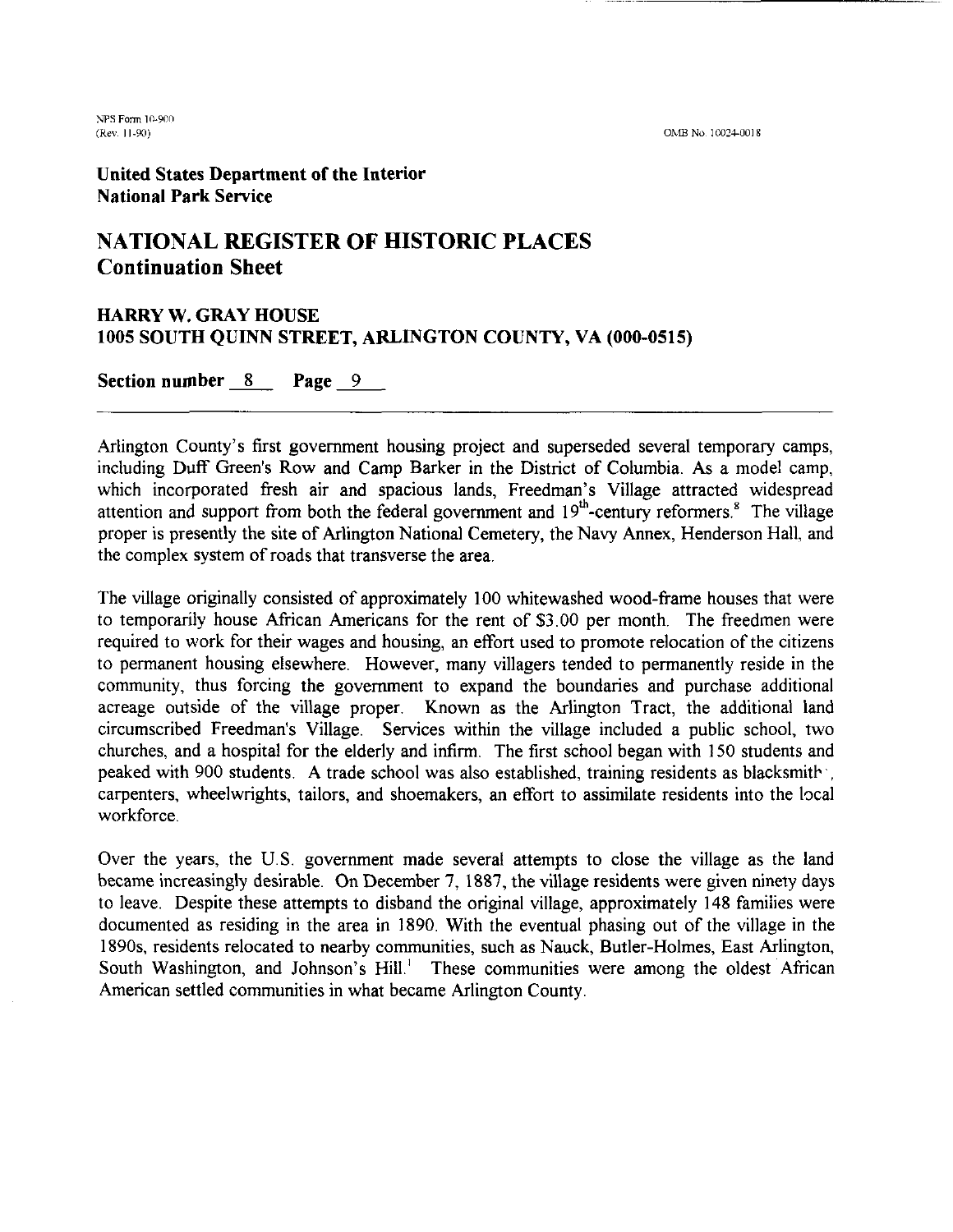Arlington County's first government housing project and superseded several temporary camps, including Duff Green's Row and Camp Barker in the District of Columbia. As a model camp, which incorporated fresh air and spacious lands, Freedman's Village attracted widespread attention and support from both the federal government and $19^{th}$-century reformers.[8] The village proper is presently the site of Arlington National Cemetery, the Navy Annex, Henderson Hall, and the complex system of roads that transverse the area.

The village originally consisted of approximately 100 whitewashed wood-frame houses that were to temporarily house African Americans for the rent of $3.00 per month. The freedmen were required to work for their wages and housing, an effort used to promote relocation of the citizens to permanent housing elsewhere. However, many villagers tended to permanently reside in the community, thus forcing the government to expand the boundaries and purchase additional acreage outside of the village proper. Known as the Arlington Tract, the additional land circumscribed Freedman's Village. Services within the village included a public school, two churches, and a hospital for the elderly and infirm. The first school began with 150 students and peaked with 900 students. A trade school was also established, training residents as blacksmiths, carpenters, wheelwrights, tailors, and shoemakers, an effort to assimilate residents into the local workforce.

Over the years, the U.S. government made several attempts to close the village as the land became increasingly desirable. On December 7, 1887, the village residents were given ninety days to leave. Despite these attempts to disband the original village, approximately 148 families were documented as residing in the area in 1890. With the eventual phasing out of the village in the 1890s, residents relocated to nearby communities, such as Nauck, Butler-Holmes, East Arlington, South Washington, and Johnson's Hill.[1] These communities were among the oldest African American settled communities in what became Arlington County.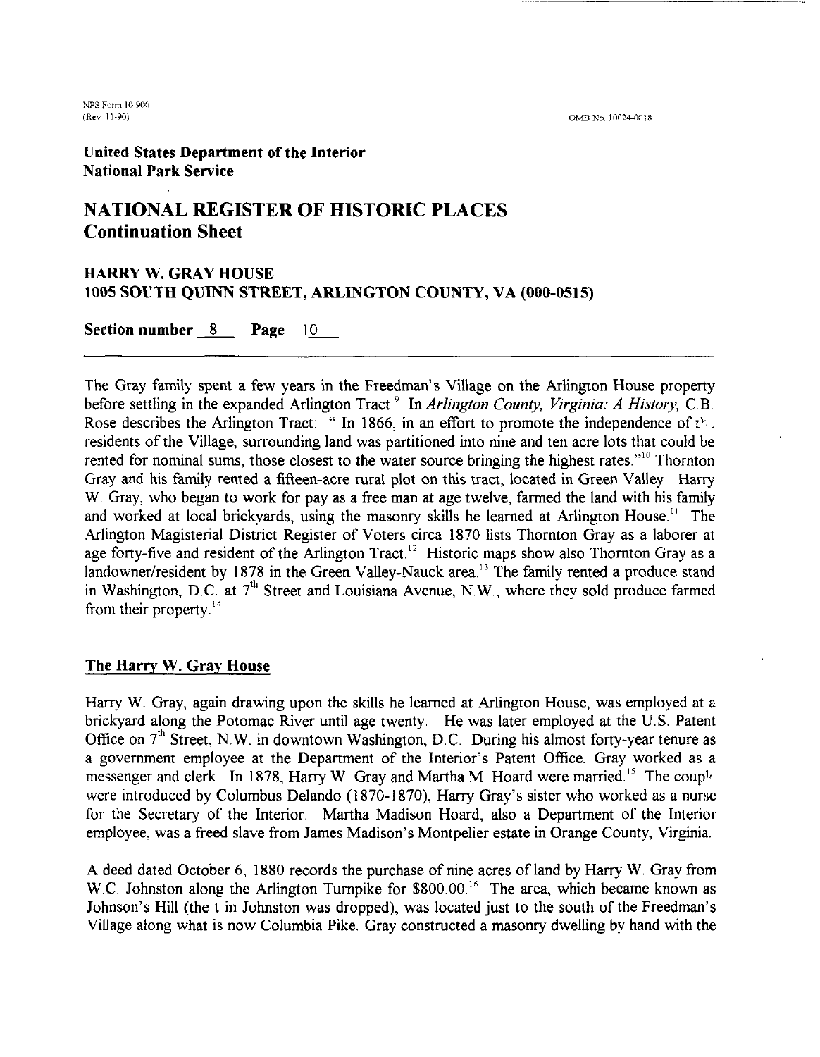United States Department of the Interior
National Park Service

# NATIONAL REGISTER OF HISTORIC PLACES
## Continuation Sheet

### HARRY W. GRAY HOUSE
### 1005 SOUTH QUINN STREET, ARLINGTON COUNTY, VA (000-0515)

**Section number 8 Page 10**

---

The Gray family spent a few years in the Freedman's Village on the Arlington House property before settling in the expanded Arlington Tract.[9] In *Arlington County, Virginia: A History*, C.B. Rose describes the Arlington Tract: " In 1866, in an effort to promote the independence of the residents of the Village, surrounding land was partitioned into nine and ten acre lots that could be rented for nominal sums, those closest to the water source bringing the highest rates."[10] Thornton Gray and his family rented a fifteen-acre rural plot on this tract, located in Green Valley. Harry W. Gray, who began to work for pay as a free man at age twelve, farmed the land with his family and worked at local brickyards, using the masonry skills he learned at Arlington House.[11] The Arlington Magisterial District Register of Voters circa 1870 lists Thornton Gray as a laborer at age forty-five and resident of the Arlington Tract.[12] Historic maps show also Thornton Gray as a landowner/resident by 1878 in the Green Valley-Nauck area.[13] The family rented a produce stand in Washington, D.C. at 7th Street and Louisiana Avenue, N.W., where they sold produce farmed from their property.[14]

## The Harry W. Gray House

Harry W. Gray, again drawing upon the skills he learned at Arlington House, was employed at a brickyard along the Potomac River until age twenty. He was later employed at the U.S. Patent Office on 7th Street, N.W. in downtown Washington, D.C. During his almost forty-year tenure as a government employee at the Department of the Interior's Patent Office, Gray worked as a messenger and clerk. In 1878, Harry W. Gray and Martha M. Hoard were married.[15] The couple were introduced by Columbus Delando (1870-1870), Harry Gray's sister who worked as a nurse for the Secretary of the Interior. Martha Madison Hoard, also a Department of the Interior employee, was a freed slave from James Madison's Montpelier estate in Orange County, Virginia.

A deed dated October 6, 1880 records the purchase of nine acres of land by Harry W. Gray from W.C. Johnston along the Arlington Turnpike for $800.00.[16] The area, which became known as Johnson's Hill (the t in Johnston was dropped), was located just to the south of the Freedman's Village along what is now Columbia Pike. Gray constructed a masonry dwelling by hand with the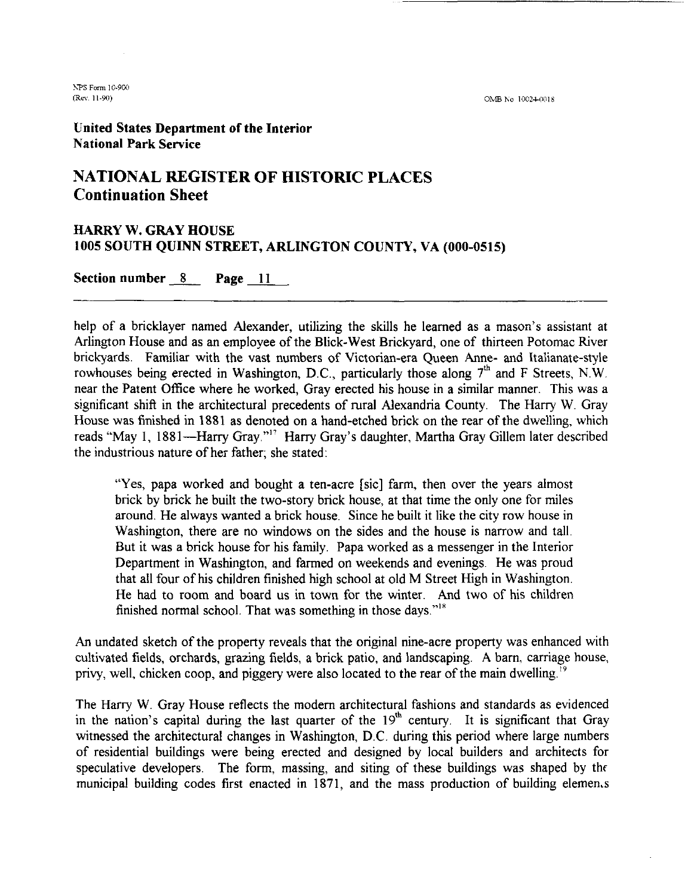help of a bricklayer named Alexander, utilizing the skills he learned as a mason's assistant at Arlington House and as an employee of the Blick-West Brickyard, one of thirteen Potomac River brickyards. Familiar with the vast numbers of Victorian-era Queen Anne- and Italianate-style rowhouses being erected in Washington, D.C., particularly those along 7th and F Streets, N.W. near the Patent Office where he worked, Gray erected his house in a similar manner. This was a significant shift in the architectural precedents of rural Alexandria County. The Harry W. Gray House was finished in 1881 as denoted on a hand-etched brick on the rear of the dwelling, which reads "May 1, 1881—Harry Gray."[17] Harry Gray's daughter, Martha Gray Gillem later described the industrious nature of her father; she stated:

> "Yes, papa worked and bought a ten-acre [sic] farm, then over the years almost brick by brick he built the two-story brick house, at that time the only one for miles around. He always wanted a brick house. Since he built it like the city row house in Washington, there are no windows on the sides and the house is narrow and tall. But it was a brick house for his family. Papa worked as a messenger in the Interior Department in Washington, and farmed on weekends and evenings. He was proud that all four of his children finished high school at old M Street High in Washington. He had to room and board us in town for the winter. And two of his children finished normal school. That was something in those days."[18]

An undated sketch of the property reveals that the original nine-acre property was enhanced with cultivated fields, orchards, grazing fields, a brick patio, and landscaping. A barn, carriage house, privy, well, chicken coop, and piggery were also located to the rear of the main dwelling.[19]

The Harry W. Gray House reflects the modern architectural fashions and standards as evidenced in the nation's capital during the last quarter of the 19th century. It is significant that Gray witnessed the architectural changes in Washington, D.C. during this period where large numbers of residential buildings were being erected and designed by local builders and architects for speculative developers. The form, massing, and siting of these buildings was shaped by the municipal building codes first enacted in 1871, and the mass production of building elements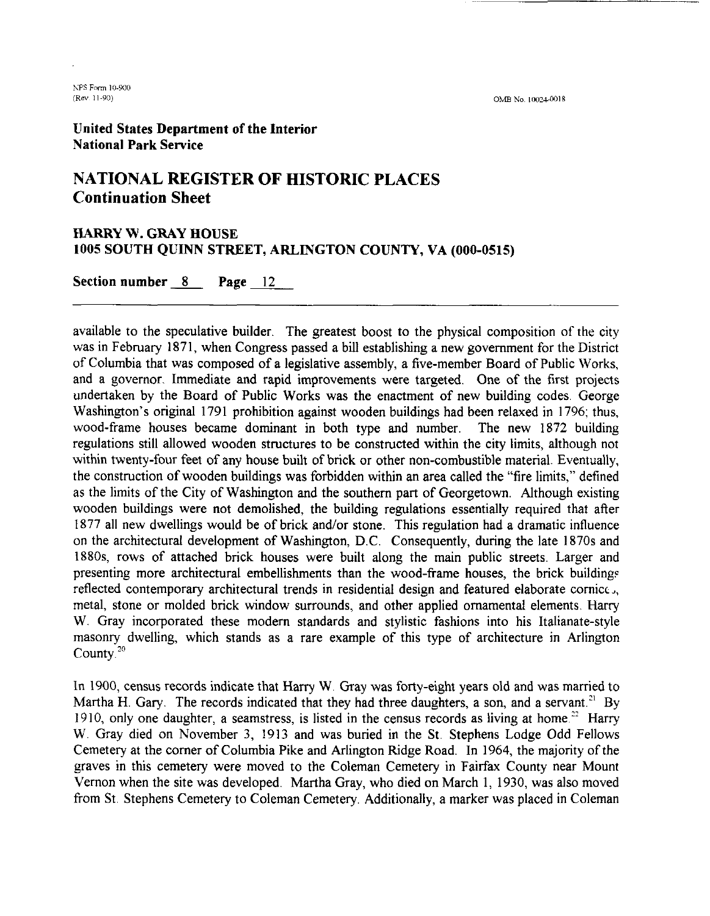available to the speculative builder. The greatest boost to the physical composition of the city was in February 1871, when Congress passed a bill establishing a new government for the District of Columbia that was composed of a legislative assembly, a five-member Board of Public Works, and a governor. Immediate and rapid improvements were targeted. One of the first projects undertaken by the Board of Public Works was the enactment of new building codes. George Washington's original 1791 prohibition against wooden buildings had been relaxed in 1796; thus, wood-frame houses became dominant in both type and number. The new 1872 building regulations still allowed wooden structures to be constructed within the city limits, although not within twenty-four feet of any house built of brick or other non-combustible material. Eventually, the construction of wooden buildings was forbidden within an area called the "fire limits," defined as the limits of the City of Washington and the southern part of Georgetown. Although existing wooden buildings were not demolished, the building regulations essentially required that after 1877 all new dwellings would be of brick and/or stone. This regulation had a dramatic influence on the architectural development of Washington, D.C. Consequently, during the late 1870s and 1880s, rows of attached brick houses were built along the main public streets. Larger and presenting more architectural embellishments than the wood-frame houses, the brick buildings reflected contemporary architectural trends in residential design and featured elaborate cornices, metal, stone or molded brick window surrounds, and other applied ornamental elements. Harry W. Gray incorporated these modern standards and stylistic fashions into his Italianate-style masonry dwelling, which stands as a rare example of this type of architecture in Arlington County.[20]

In 1900, census records indicate that Harry W. Gray was forty-eight years old and was married to Martha H. Gary. The records indicated that they had three daughters, a son, and a servant.[21] By 1910, only one daughter, a seamstress, is listed in the census records as living at home.[22] Harry W. Gray died on November 3, 1913 and was buried in the St. Stephens Lodge Odd Fellows Cemetery at the corner of Columbia Pike and Arlington Ridge Road. In 1964, the majority of the graves in this cemetery were moved to the Coleman Cemetery in Fairfax County near Mount Vernon when the site was developed. Martha Gray, who died on March 1, 1930, was also moved from St. Stephens Cemetery to Coleman Cemetery. Additionally, a marker was placed in Coleman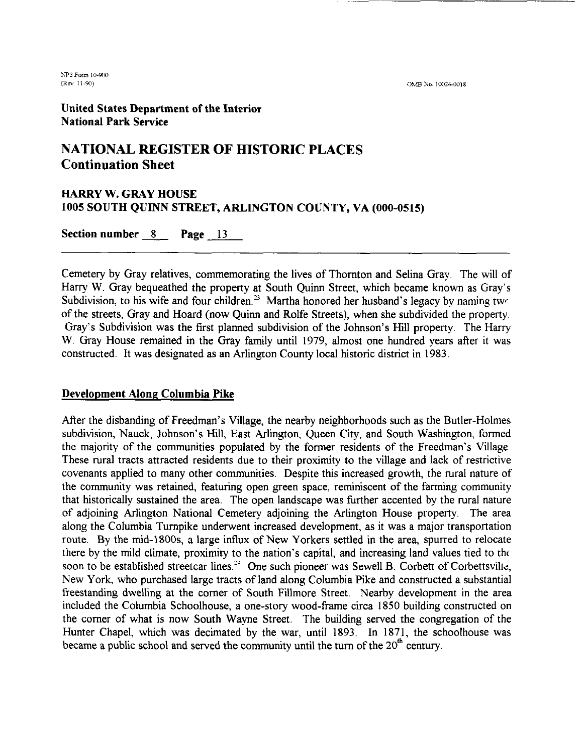Cemetery by Gray relatives, commemorating the lives of Thornton and Selina Gray. The will of Harry W. Gray bequeathed the property at South Quinn Street, which became known as Gray's Subdivision, to his wife and four children.[23] Martha honored her husband's legacy by naming two of the streets, Gray and Hoard (now Quinn and Rolfe Streets), when she subdivided the property. Gray's Subdivision was the first planned subdivision of the Johnson's Hill property. The Harry W. Gray House remained in the Gray family until 1979, almost one hundred years after it was constructed. It was designated as an Arlington County local historic district in 1983.

## Development Along Columbia Pike

After the disbanding of Freedman's Village, the nearby neighborhoods such as the Butler-Holmes subdivision, Nauck, Johnson's Hill, East Arlington, Queen City, and South Washington, formed the majority of the communities populated by the former residents of the Freedman's Village. These rural tracts attracted residents due to their proximity to the village and lack of restrictive covenants applied to many other communities. Despite this increased growth, the rural nature of the community was retained, featuring open green space, reminiscent of the farming community that historically sustained the area. The open landscape was further accented by the rural nature of adjoining Arlington National Cemetery adjoining the Arlington House property. The area along the Columbia Turnpike underwent increased development, as it was a major transportation route. By the mid-1800s, a large influx of New Yorkers settled in the area, spurred to relocate there by the mild climate, proximity to the nation's capital, and increasing land values tied to the soon to be established streetcar lines.[24] One such pioneer was Sewell B. Corbett of Corbettsville, New York, who purchased large tracts of land along Columbia Pike and constructed a substantial freestanding dwelling at the corner of South Fillmore Street. Nearby development in the area included the Columbia Schoolhouse, a one-story wood-frame circa 1850 building constructed on the corner of what is now South Wayne Street. The building served the congregation of the Hunter Chapel, which was decimated by the war, until 1893. In 1871, the schoolhouse was became a public school and served the community until the turn of the 20th century.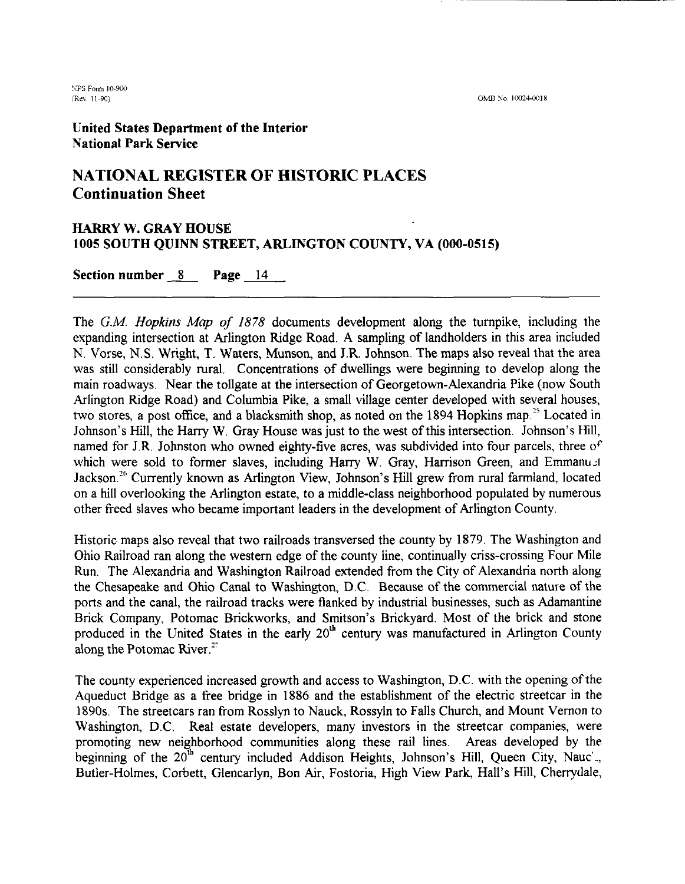**United States Department of the Interior**
**National Park Service**

# NATIONAL REGISTER OF HISTORIC PLACES
## Continuation Sheet

### HARRY W. GRAY HOUSE
### 1005 SOUTH QUINN STREET, ARLINGTON COUNTY, VA (000-0515)

**Section number** 8 **Page** 14

---

The *G.M. Hopkins Map of 1878* documents development along the turnpike, including the expanding intersection at Arlington Ridge Road. A sampling of landholders in this area included N. Vorse, N.S. Wright, T. Waters, Munson, and J.R. Johnson. The maps also reveal that the area was still considerably rural. Concentrations of dwellings were beginning to develop along the main roadways. Near the tollgate at the intersection of Georgetown-Alexandria Pike (now South Arlington Ridge Road) and Columbia Pike, a small village center developed with several houses, two stores, a post office, and a blacksmith shop, as noted on the 1894 Hopkins map.[25] Located in Johnson's Hill, the Harry W. Gray House was just to the west of this intersection. Johnson's Hill, named for J.R. Johnston who owned eighty-five acres, was subdivided into four parcels, three of which were sold to former slaves, including Harry W. Gray, Harrison Green, and Emmanuel Jackson.[26] Currently known as Arlington View, Johnson's Hill grew from rural farmland, located on a hill overlooking the Arlington estate, to a middle-class neighborhood populated by numerous other freed slaves who became important leaders in the development of Arlington County.

Historic maps also reveal that two railroads transversed the county by 1879. The Washington and Ohio Railroad ran along the western edge of the county line, continually criss-crossing Four Mile Run. The Alexandria and Washington Railroad extended from the City of Alexandria north along the Chesapeake and Ohio Canal to Washington, D.C. Because of the commercial nature of the ports and the canal, the railroad tracks were flanked by industrial businesses, such as Adamantine Brick Company, Potomac Brickworks, and Smitson's Brickyard. Most of the brick and stone produced in the United States in the early 20th century was manufactured in Arlington County along the Potomac River.[27]

The county experienced increased growth and access to Washington, D.C. with the opening of the Aqueduct Bridge as a free bridge in 1886 and the establishment of the electric streetcar in the 1890s. The streetcars ran from Rosslyn to Nauck, Rossyln to Falls Church, and Mount Vernon to Washington, D.C. Real estate developers, many investors in the streetcar companies, were promoting new neighborhood communities along these rail lines. Areas developed by the beginning of the 20th century included Addison Heights, Johnson's Hill, Queen City, Nauck, Butler-Holmes, Corbett, Glencarlyn, Bon Air, Fostoria, High View Park, Hall's Hill, Cherrydale,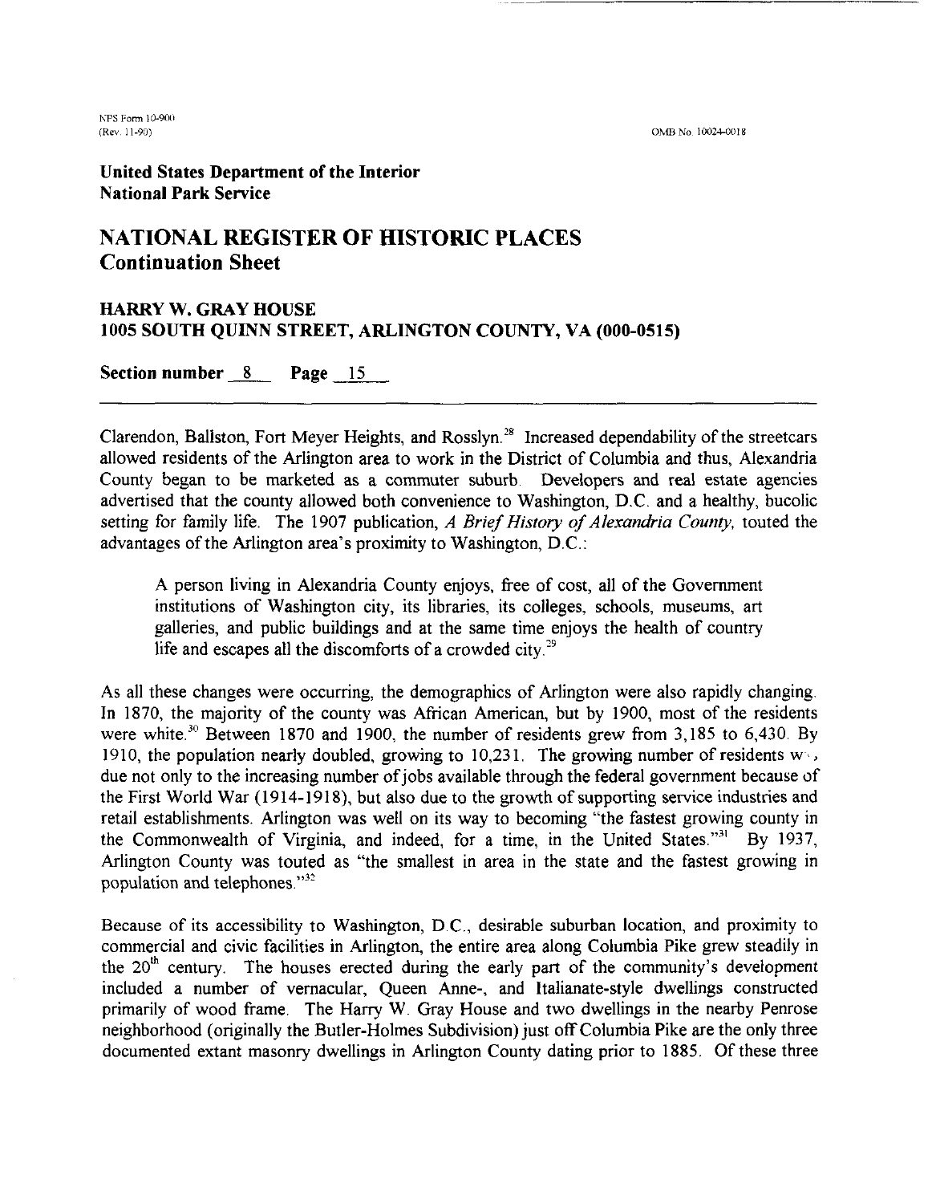**United States Department of the Interior**
**National Park Service**

# NATIONAL REGISTER OF HISTORIC PLACES
## Continuation Sheet

### HARRY W. GRAY HOUSE
### 1005 SOUTH QUINN STREET, ARLINGTON COUNTY, VA (000-0515)

**Section number** 8 **Page** 15

Clarendon, Ballston, Fort Meyer Heights, and Rosslyn.[28] Increased dependability of the streetcars allowed residents of the Arlington area to work in the District of Columbia and thus, Alexandria County began to be marketed as a commuter suburb. Developers and real estate agencies advertised that the county allowed both convenience to Washington, D.C. and a healthy, bucolic setting for family life. The 1907 publication, *A Brief History of Alexandria County,* touted the advantages of the Arlington area's proximity to Washington, D.C.:

> A person living in Alexandria County enjoys, free of cost, all of the Government institutions of Washington city, its libraries, its colleges, schools, museums, art galleries, and public buildings and at the same time enjoys the health of country life and escapes all the discomforts of a crowded city.[29]

As all these changes were occurring, the demographics of Arlington were also rapidly changing. In 1870, the majority of the county was African American, but by 1900, most of the residents were white.[30] Between 1870 and 1900, the number of residents grew from 3,185 to 6,430. By 1910, the population nearly doubled, growing to 10,231. The growing number of residents w , due not only to the increasing number of jobs available through the federal government because of the First World War (1914-1918), but also due to the growth of supporting service industries and retail establishments. Arlington was well on its way to becoming "the fastest growing county in the Commonwealth of Virginia, and indeed, for a time, in the United States."[31] By 1937, Arlington County was touted as "the smallest in area in the state and the fastest growing in population and telephones."[32]

Because of its accessibility to Washington, D.C., desirable suburban location, and proximity to commercial and civic facilities in Arlington, the entire area along Columbia Pike grew steadily in the 20th century. The houses erected during the early part of the community's development included a number of vernacular, Queen Anne-, and Italianate-style dwellings constructed primarily of wood frame. The Harry W. Gray House and two dwellings in the nearby Penrose neighborhood (originally the Butler-Holmes Subdivision) just off Columbia Pike are the only three documented extant masonry dwellings in Arlington County dating prior to 1885. Of these three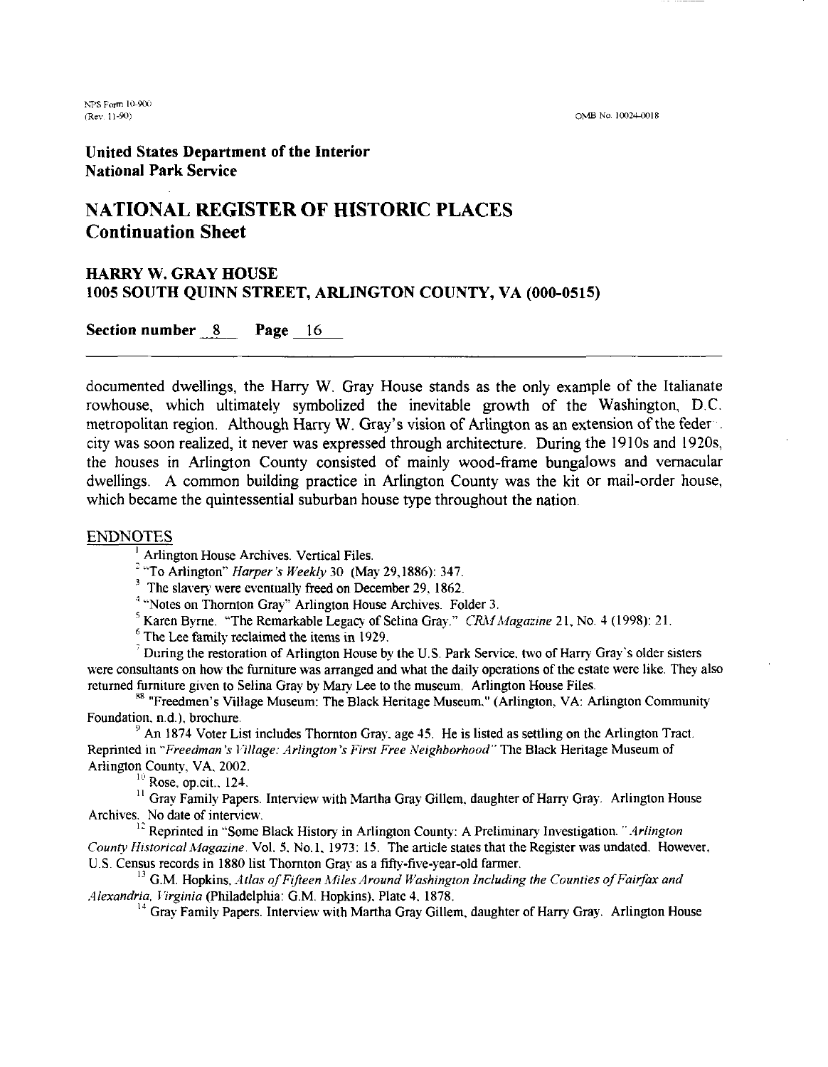documented dwellings, the Harry W. Gray House stands as the only example of the Italianate rowhouse, which ultimately symbolized the inevitable growth of the Washington, D.C. metropolitan region. Although Harry W. Gray's vision of Arlington as an extension of the feder . city was soon realized, it never was expressed through architecture. During the 1910s and 1920s, the houses in Arlington County consisted of mainly wood-frame bungalows and vernacular dwellings. A common building practice in Arlington County was the kit or mail-order house, which became the quintessential suburban house type throughout the nation.

## ENDNOTES

[1] Arlington House Archives. Vertical Files.

[2] "To Arlington" *Harper's Weekly* 30 (May 29,1886): 347.

[3] The slavery were eventually freed on December 29, 1862.

[4] "Notes on Thornton Gray" Arlington House Archives. Folder 3.

[5] Karen Byrne. "The Remarkable Legacy of Selina Gray." *CRM Magazine* 21, No. 4 (1998): 21.

[6] The Lee family reclaimed the items in 1929.

[7] During the restoration of Arlington House by the U.S. Park Service, two of Harry Gray's older sisters were consultants on how the furniture was arranged and what the daily operations of the estate were like. They also returned furniture given to Selina Gray by Mary Lee to the museum. Arlington House Files.

[88] "Freedmen's Village Museum: The Black Heritage Museum." (Arlington, VA: Arlington Community Foundation, n.d.), brochure.

[9] An 1874 Voter List includes Thornton Gray, age 45. He is listed as settling on the Arlington Tract. Reprinted in *"Freedman's Village: Arlington's First Free Neighborhood"* The Black Heritage Museum of Arlington County, VA, 2002.

[10] Rose, op.cit., 124.

[11] Gray Family Papers. Interview with Martha Gray Gillem, daughter of Harry Gray. Arlington House Archives. No date of interview.

[12] Reprinted in "Some Black History in Arlington County: A Preliminary Investigation." *Arlington County Historical Magazine*. Vol. 5, No.1, 1973: 15. The article states that the Register was undated. However, U.S. Census records in 1880 list Thornton Gray as a fifty-five-year-old farmer.

[13] G.M. Hopkins. *Atlas of Fifteen Miles Around Washington Including the Counties of Fairfax and Alexandria, Virginia* (Philadelphia: G.M. Hopkins), Plate 4, 1878.

[14] Gray Family Papers. Interview with Martha Gray Gillem, daughter of Harry Gray. Arlington House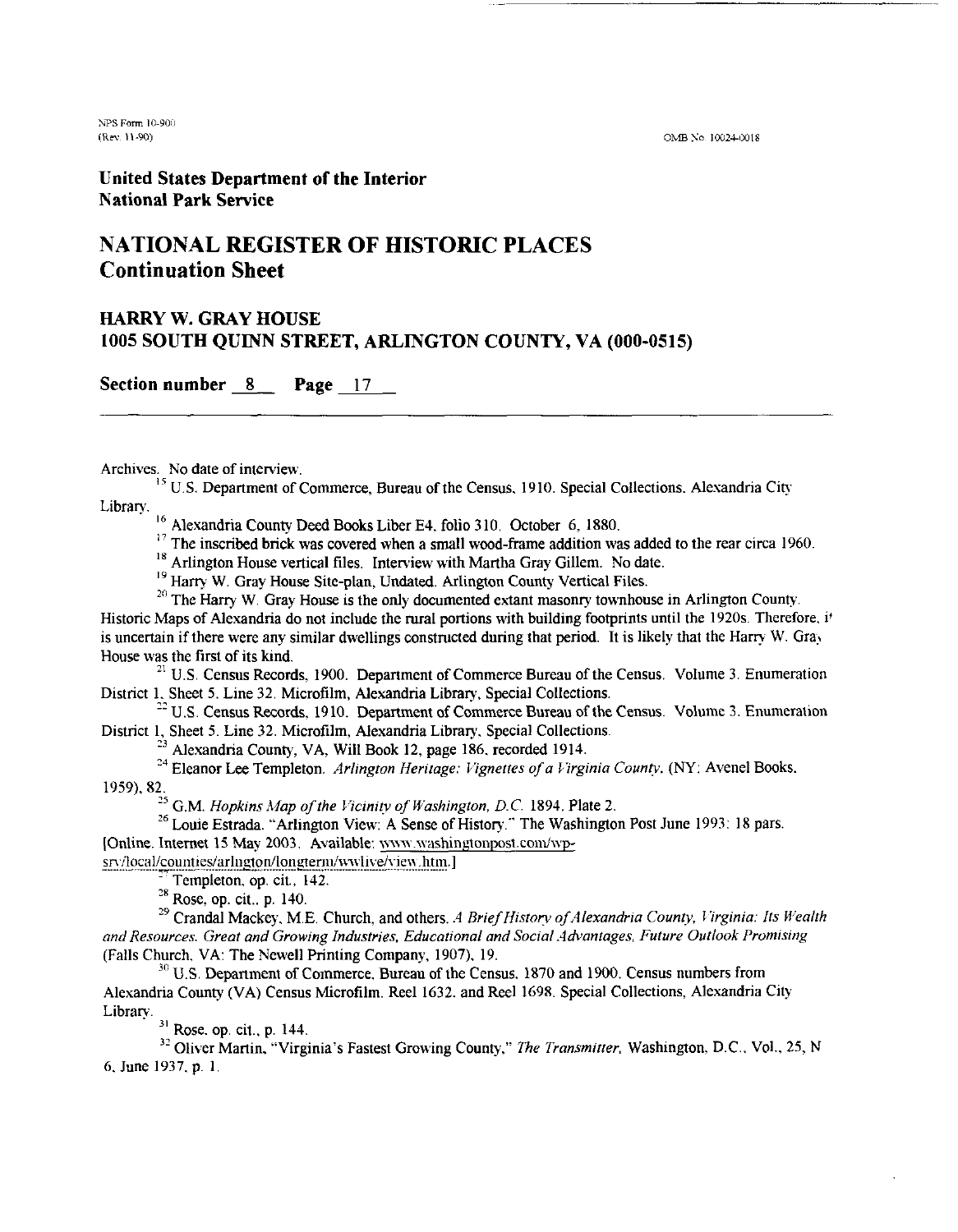**United States Department of the Interior**
**National Park Service**

# NATIONAL REGISTER OF HISTORIC PLACES
# Continuation Sheet

## HARRY W. GRAY HOUSE
## 1005 SOUTH QUINN STREET, ARLINGTON COUNTY, VA (000-0515)

**Section number** 8 **Page** 17

Archives. No date of interview.

[15] U.S. Department of Commerce, Bureau of the Census. 1910. Special Collections. Alexandria City Library.

[16] Alexandria County Deed Books Liber E4. folio 310. October 6, 1880.

[17] The inscribed brick was covered when a small wood-frame addition was added to the rear circa 1960.

[18] Arlington House vertical files. Interview with Martha Gray Gillem. No date.

[19] Harry W. Gray House Site-plan, Undated. Arlington County Vertical Files.

[20] The Harry W. Gray House is the only documented extant masonry townhouse in Arlington County. Historic Maps of Alexandria do not include the rural portions with building footprints until the 1920s. Therefore, it is uncertain if there were any similar dwellings constructed during that period. It is likely that the Harry W. Gray House was the first of its kind.

[21] U.S. Census Records, 1900. Department of Commerce Bureau of the Census. Volume 3. Enumeration District 1, Sheet 5. Line 32. Microfilm, Alexandria Library, Special Collections.

[22] U.S. Census Records, 1910. Department of Commerce Bureau of the Census. Volume 3. Enumeration District 1, Sheet 5. Line 32. Microfilm, Alexandria Library, Special Collections.

[23] Alexandria County, VA, Will Book 12, page 186, recorded 1914.

[24] Eleanor Lee Templeton. *Arlington Heritage: Vignettes of a Virginia County*. (NY: Avenel Books, 1959), 82.

[25] G.M. *Hopkins Map of the Vicinity of Washington, D.C.* 1894. Plate 2.

[26] Louie Estrada. "Arlington View: A Sense of History." The Washington Post June 1993: 18 pars. [Online. Internet 15 May 2003. Available: www.washingtonpost.com/wp-srv/local/counties/arlngton/longterm/wwlive/view.htm.]

[27] Templeton, op. cit., 142.

[28] Rose, op. cit., p. 140.

[29] Crandal Mackey, M.E. Church, and others. *A Brief History of Alexandria County, Virginia: Its Wealth and Resources. Great and Growing Industries, Educational and Social Advantages, Future Outlook Promising* (Falls Church, VA: The Newell Printing Company, 1907), 19.

[30] U.S. Department of Commerce, Bureau of the Census. 1870 and 1900. Census numbers from Alexandria County (VA) Census Microfilm. Reel 1632. and Reel 1698. Special Collections, Alexandria City Library.

[31] Rose. op. cit., p. 144.

[32] Oliver Martin, "Virginia's Fastest Growing County," *The Transmitter*, Washington, D.C., Vol., 25, N 6, June 1937, p. 1.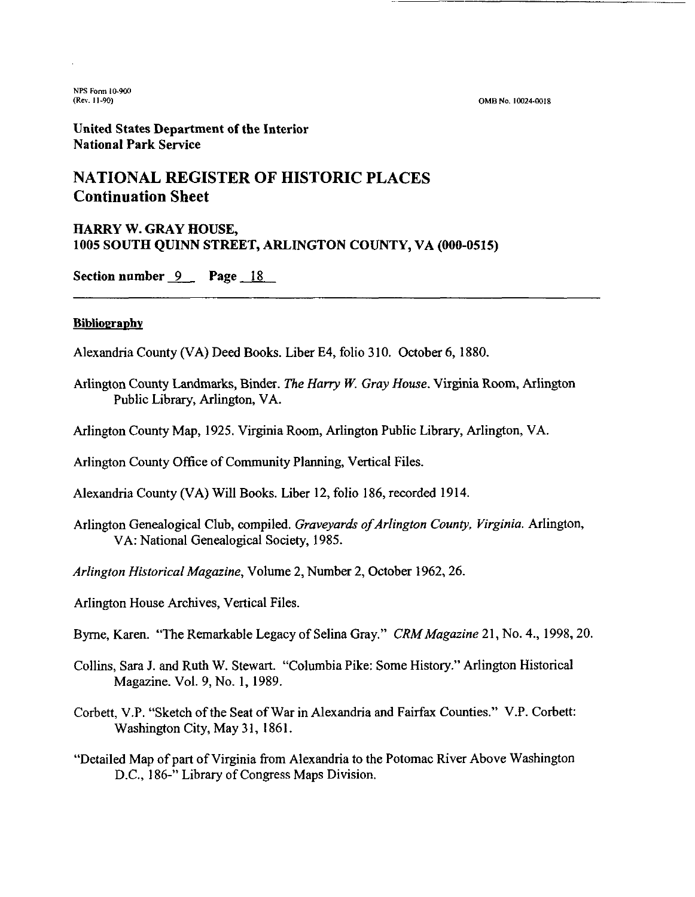United States Department of the Interior
National Park Service

# NATIONAL REGISTER OF HISTORIC PLACES
## Continuation Sheet

### HARRY W. GRAY HOUSE,
### 1005 SOUTH QUINN STREET, ARLINGTON COUNTY, VA (000-0515)

**Section number 9 Page 18**

**Bibliography**

Alexandria County (VA) Deed Books. Liber E4, folio 310. October 6, 1880.

Arlington County Landmarks, Binder. *The Harry W. Gray House*. Virginia Room, Arlington Public Library, Arlington, VA.

Arlington County Map, 1925. Virginia Room, Arlington Public Library, Arlington, VA.

Arlington County Office of Community Planning, Vertical Files.

Alexandria County (VA) Will Books. Liber 12, folio 186, recorded 1914.

Arlington Genealogical Club, compiled. *Graveyards of Arlington County, Virginia.* Arlington, VA: National Genealogical Society, 1985.

*Arlington Historical Magazine*, Volume 2, Number 2, October 1962, 26.

Arlington House Archives, Vertical Files.

Byrne, Karen. "The Remarkable Legacy of Selina Gray." *CRM Magazine* 21, No. 4., 1998, 20.

Collins, Sara J. and Ruth W. Stewart. "Columbia Pike: Some History." Arlington Historical Magazine. Vol. 9, No. 1, 1989.

Corbett, V.P. "Sketch of the Seat of War in Alexandria and Fairfax Counties." V.P. Corbett: Washington City, May 31, 1861.

"Detailed Map of part of Virginia from Alexandria to the Potomac River Above Washington D.C., 186-" Library of Congress Maps Division.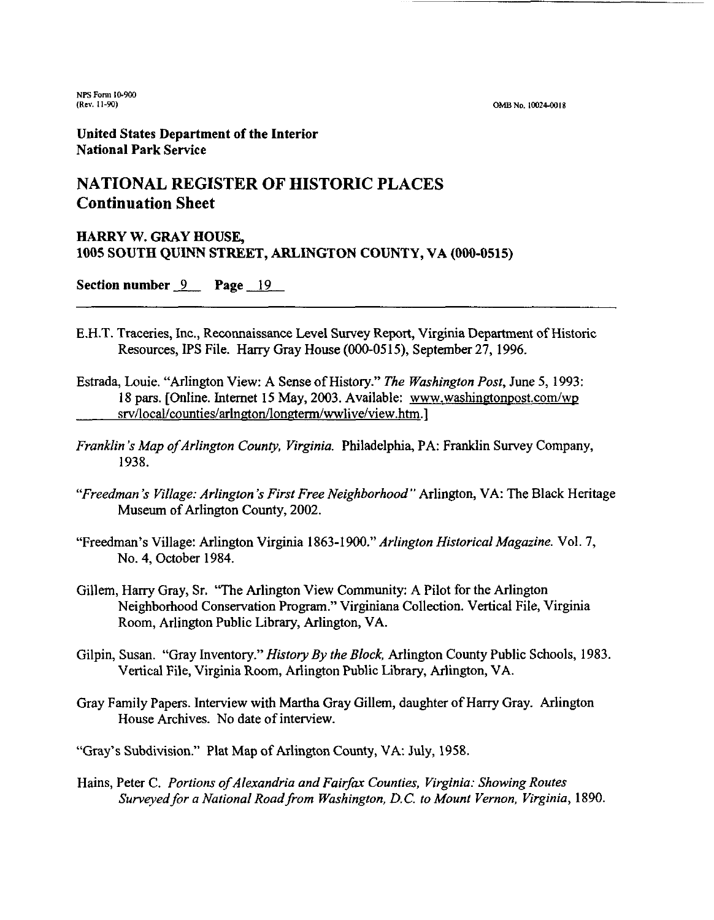**United States Department of the Interior**
**National Park Service**

## NATIONAL REGISTER OF HISTORIC PLACES
## Continuation Sheet

### HARRY W. GRAY HOUSE,
### 1005 SOUTH QUINN STREET, ARLINGTON COUNTY, VA (000-0515)

**Section number** 9 **Page** 19

---

E.H.T. Traceries, Inc., Reconnaissance Level Survey Report, Virginia Department of Historic Resources, IPS File. Harry Gray House (000-0515), September 27, 1996.

Estrada, Louie. "Arlington View: A Sense of History." *The Washington Post*, June 5, 1993: 18 pars. [Online. Internet 15 May, 2003. Available: www.washingtonpost.com/wp srv/local/counties/arlngton/longterm/wwlive/view.htm.]

*Franklin's Map of Arlington County, Virginia.* Philadelphia, PA: Franklin Survey Company, 1938.

*"Freedman's Village: Arlington's First Free Neighborhood"* Arlington, VA: The Black Heritage Museum of Arlington County, 2002.

"Freedman's Village: Arlington Virginia 1863-1900." *Arlington Historical Magazine.* Vol. 7, No. 4, October 1984.

Gillem, Harry Gray, Sr. "The Arlington View Community: A Pilot for the Arlington Neighborhood Conservation Program." Virginiana Collection. Vertical File, Virginia Room, Arlington Public Library, Arlington, VA.

Gilpin, Susan. "Gray Inventory." *History By the Block,* Arlington County Public Schools, 1983. Vertical File, Virginia Room, Arlington Public Library, Arlington, VA.

Gray Family Papers. Interview with Martha Gray Gillem, daughter of Harry Gray. Arlington House Archives. No date of interview.

"Gray's Subdivision." Plat Map of Arlington County, VA: July, 1958.

Hains, Peter C. *Portions of Alexandria and Fairfax Counties, Virginia: Showing Routes Surveyed for a National Road from Washington, D.C. to Mount Vernon, Virginia*, 1890.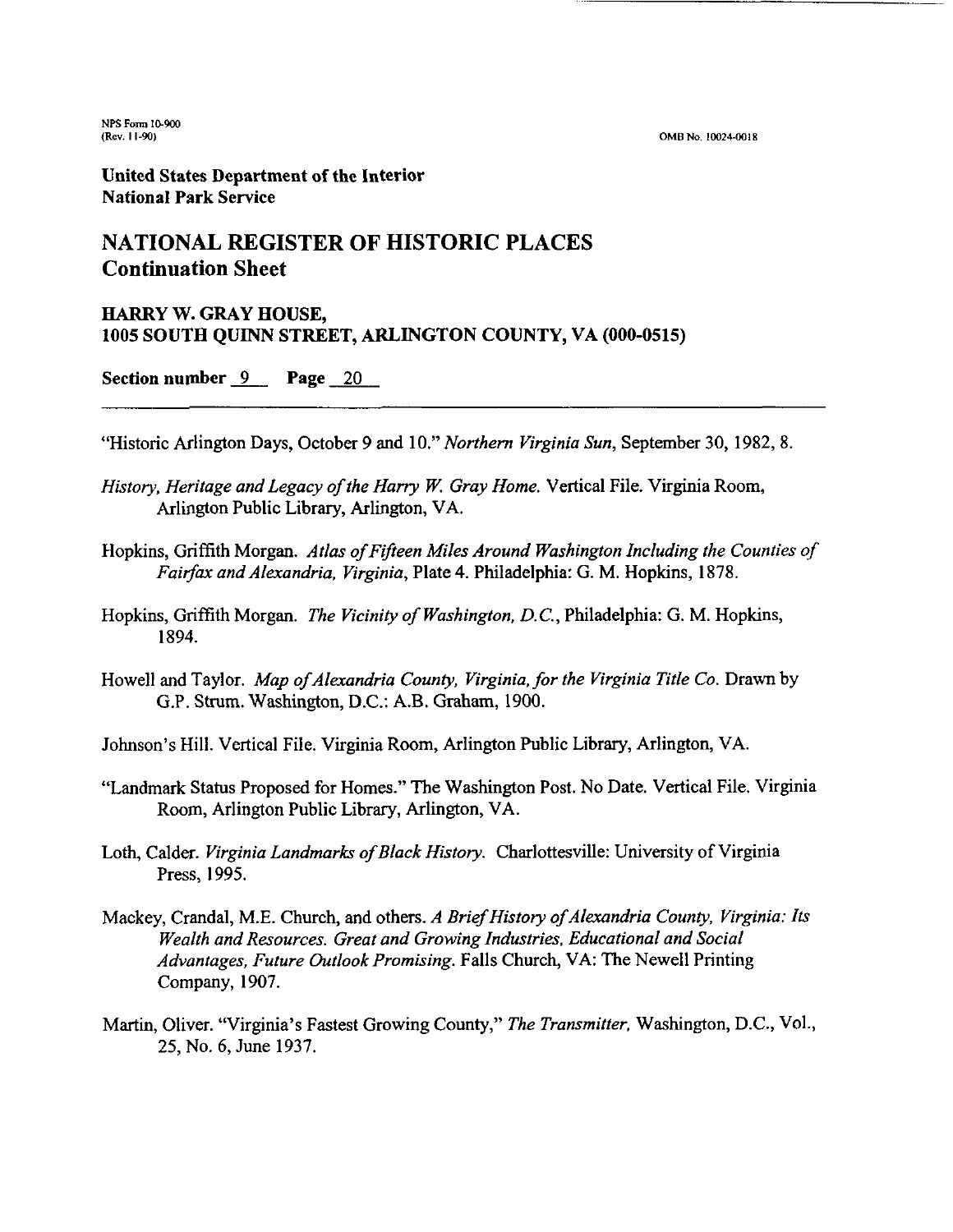"Historic Arlington Days, October 9 and 10." *Northern Virginia Sun*, September 30, 1982, 8.

*History, Heritage and Legacy of the Harry W. Gray Home.* Vertical File. Virginia Room, Arlington Public Library, Arlington, VA.

Hopkins, Griffith Morgan. *Atlas of Fifteen Miles Around Washington Including the Counties of Fairfax and Alexandria, Virginia*, Plate 4. Philadelphia: G. M. Hopkins, 1878.

Hopkins, Griffith Morgan. *The Vicinity of Washington, D.C.*, Philadelphia: G. M. Hopkins, 1894.

Howell and Taylor. *Map of Alexandria County, Virginia, for the Virginia Title Co.* Drawn by G.P. Strum. Washington, D.C.: A.B. Graham, 1900.

Johnson's Hill. Vertical File. Virginia Room, Arlington Public Library, Arlington, VA.

"Landmark Status Proposed for Homes." The Washington Post. No Date. Vertical File. Virginia Room, Arlington Public Library, Arlington, VA.

Loth, Calder. *Virginia Landmarks of Black History.* Charlottesville: University of Virginia Press, 1995.

Mackey, Crandal, M.E. Church, and others. *A Brief History of Alexandria County, Virginia: Its Wealth and Resources. Great and Growing Industries, Educational and Social Advantages, Future Outlook Promising.* Falls Church, VA: The Newell Printing Company, 1907.

Martin, Oliver. "Virginia's Fastest Growing County," *The Transmitter*, Washington, D.C., Vol., 25, No. 6, June 1937.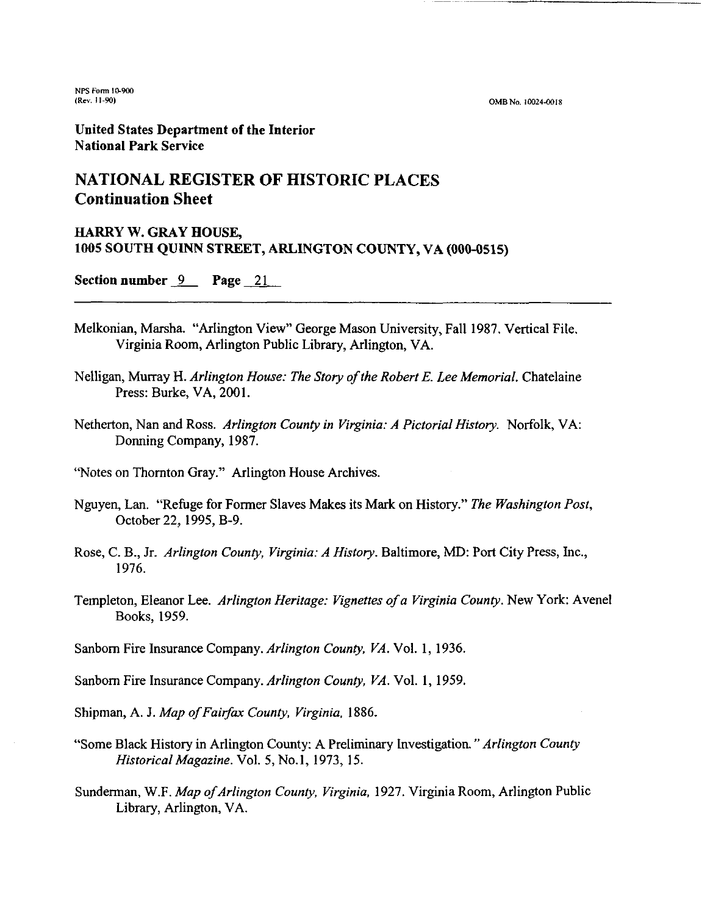Melkonian, Marsha. "Arlington View" George Mason University, Fall 1987. Vertical File. Virginia Room, Arlington Public Library, Arlington, VA.

Nelligan, Murray H. *Arlington House: The Story of the Robert E. Lee Memorial.* Chatelaine Press: Burke, VA, 2001.

Netherton, Nan and Ross. *Arlington County in Virginia: A Pictorial History.* Norfolk, VA: Donning Company, 1987.

"Notes on Thornton Gray." Arlington House Archives.

Nguyen, Lan. "Refuge for Former Slaves Makes its Mark on History." *The Washington Post,* October 22, 1995, B-9.

Rose, C. B., Jr. *Arlington County, Virginia: A History.* Baltimore, MD: Port City Press, Inc., 1976.

Templeton, Eleanor Lee. *Arlington Heritage: Vignettes of a Virginia County.* New York: Avenel Books, 1959.

Sanborn Fire Insurance Company. *Arlington County, VA.* Vol. 1, 1936.

Sanborn Fire Insurance Company. *Arlington County, VA.* Vol. 1, 1959.

Shipman, A. J. *Map of Fairfax County, Virginia,* 1886.

"Some Black History in Arlington County: A Preliminary Investigation." *Arlington County Historical Magazine.* Vol. 5, No.1, 1973, 15.

Sunderman, W.F. *Map of Arlington County, Virginia,* 1927. Virginia Room, Arlington Public Library, Arlington, VA.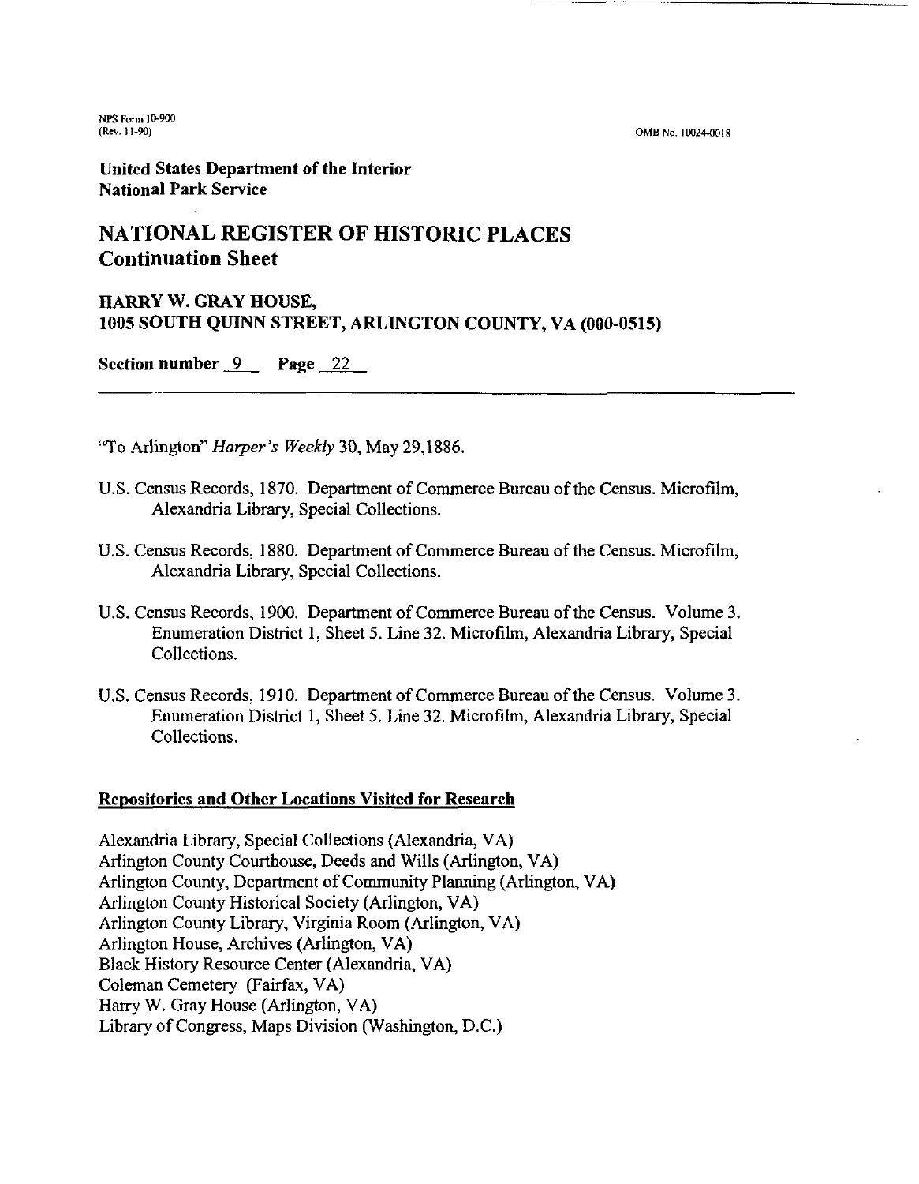"To Arlington" *Harper's Weekly* 30, May 29,1886.

U.S. Census Records, 1870. Department of Commerce Bureau of the Census. Microfilm, Alexandria Library, Special Collections.

U.S. Census Records, 1880. Department of Commerce Bureau of the Census. Microfilm, Alexandria Library, Special Collections.

U.S. Census Records, 1900. Department of Commerce Bureau of the Census. Volume 3. Enumeration District 1, Sheet 5. Line 32. Microfilm, Alexandria Library, Special Collections.

U.S. Census Records, 1910. Department of Commerce Bureau of the Census. Volume 3. Enumeration District 1, Sheet 5. Line 32. Microfilm, Alexandria Library, Special Collections.

## Repositories and Other Locations Visited for Research

Alexandria Library, Special Collections (Alexandria, VA)
Arlington County Courthouse, Deeds and Wills (Arlington, VA)
Arlington County, Department of Community Planning (Arlington, VA)
Arlington County Historical Society (Arlington, VA)
Arlington County Library, Virginia Room (Arlington, VA)
Arlington House, Archives (Arlington, VA)
Black History Resource Center (Alexandria, VA)
Coleman Cemetery (Fairfax, VA)
Harry W. Gray House (Arlington, VA)
Library of Congress, Maps Division (Washington, D.C.)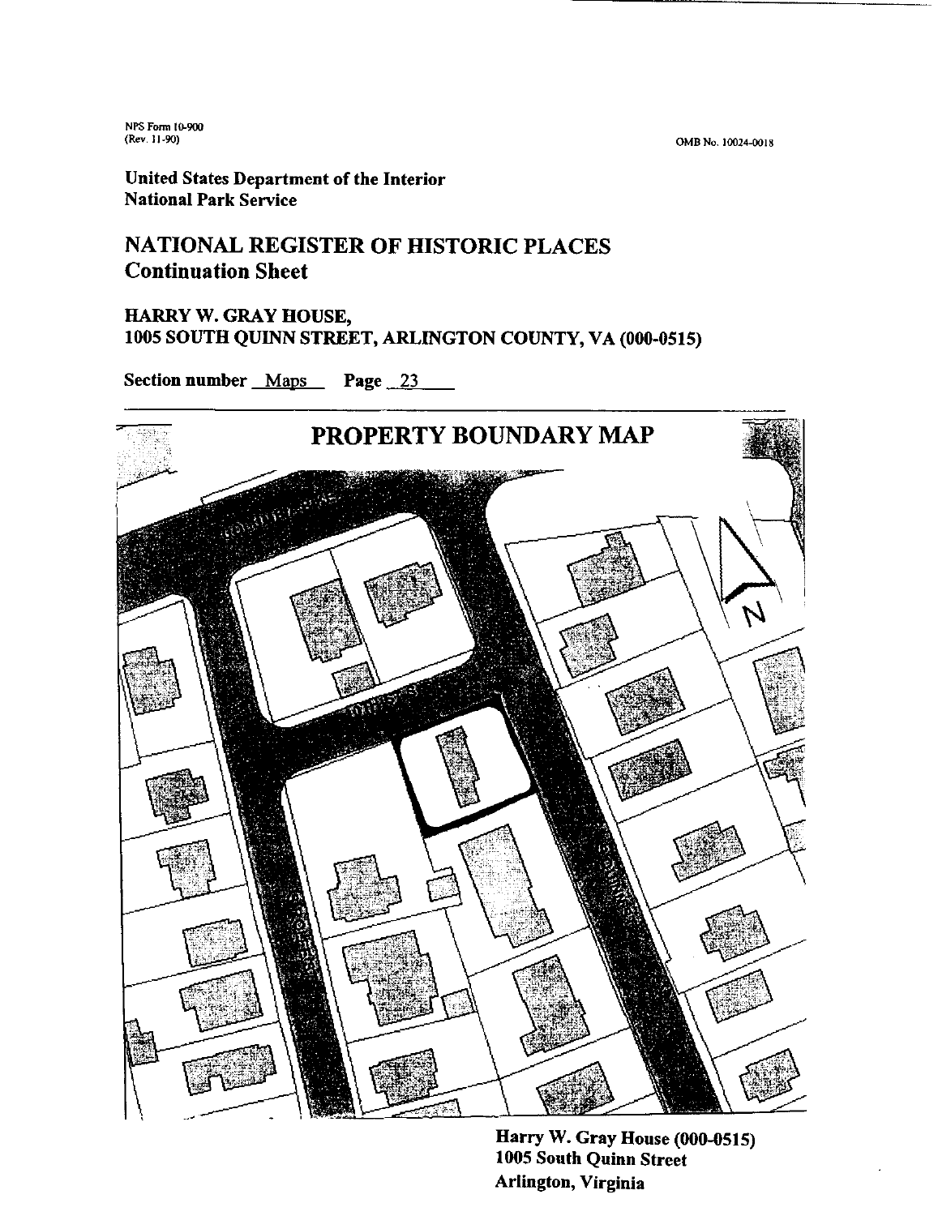NPS Form 10-900
(Rev. 11-90)

OMB No. 10024-0018

**United States Department of the Interior**
**National Park Service**

## NATIONAL REGISTER OF HISTORIC PLACES
## Continuation Sheet

**HARRY W. GRAY HOUSE,**
**1005 SOUTH QUINN STREET, ARLINGTON COUNTY, VA (000-0515)**

**Section number** Maps **Page** 23

## PROPERTY BOUNDARY MAP

**Harry W. Gray House (000-0515)**
**1005 South Quinn Street**
**Arlington, Virginia**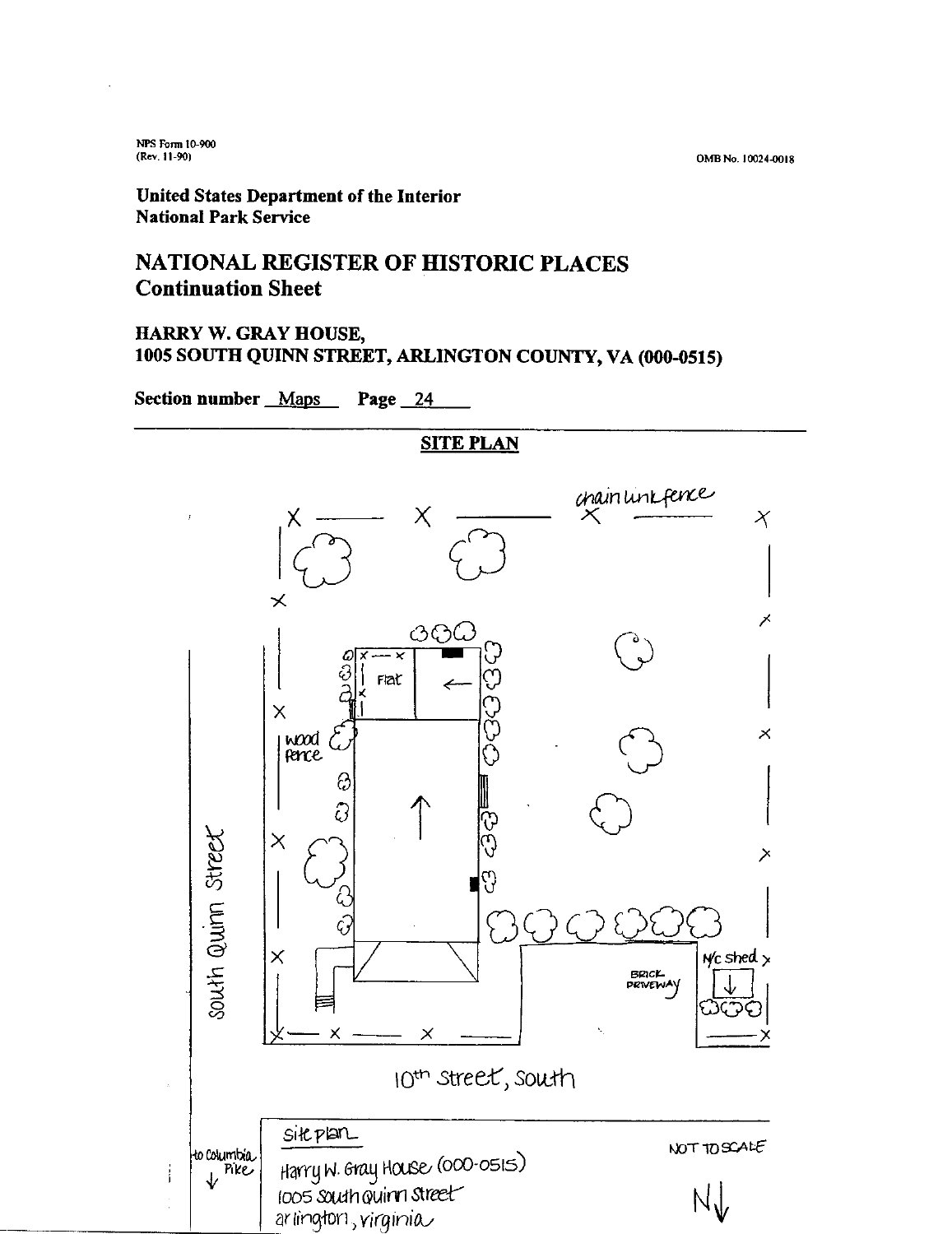NPS Form 10-900
(Rev. 11-90)

OMB No. 10024-0018

**United States Department of the Interior**
**National Park Service**

## NATIONAL REGISTER OF HISTORIC PLACES
## Continuation Sheet

### HARRY W. GRAY HOUSE,
### 1005 SOUTH QUINN STREET, ARLINGTON COUNTY, VA (000-0515)

**Section number** Maps **Page** 24

---

**SITE PLAN**

chain link fence

Flat

wood fence

South Quinn Street

BRICK DRIVEWAY

N/c shed

10th Street, South

to Columbia Pike

Site plan
Harry W. Gray House (000-0515)
1005 South Quinn Street
arlington, virginia

NOT TO SCALE

N↓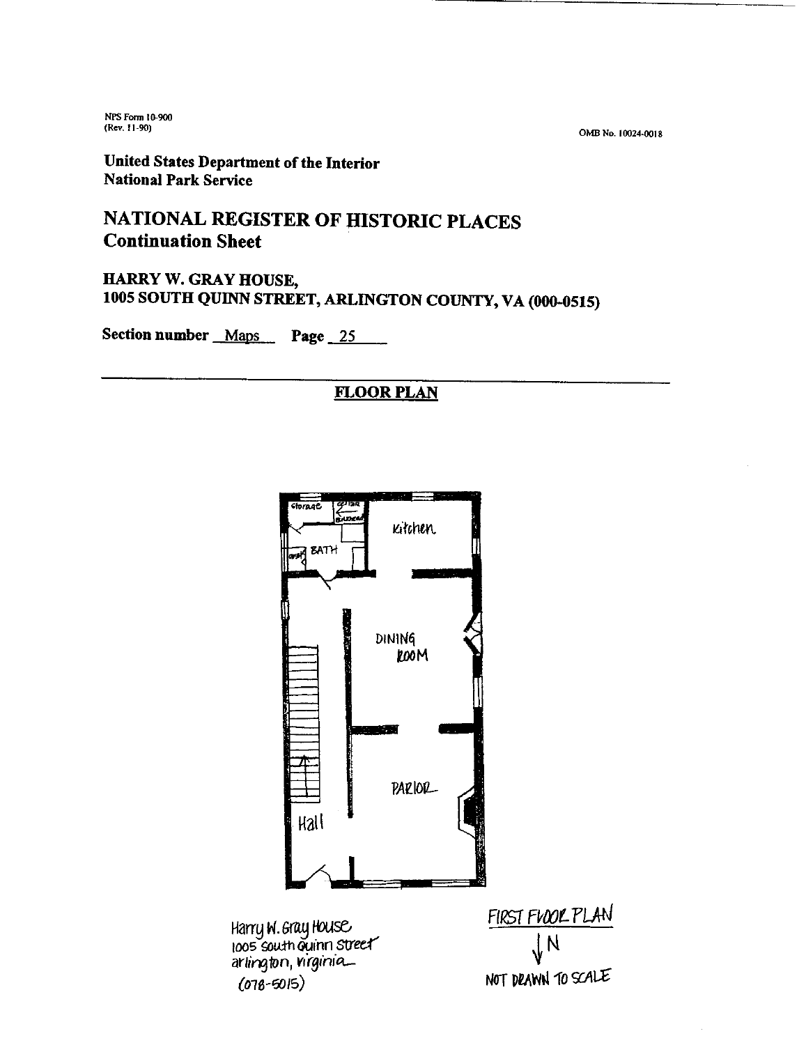NPS Form 10-900
(Rev. 11-90)

OMB No. 10024-0018

**United States Department of the Interior**
**National Park Service**

## NATIONAL REGISTER OF HISTORIC PLACES
## Continuation Sheet

### HARRY W. GRAY HOUSE,
### 1005 SOUTH QUINN STREET, ARLINGTON COUNTY, VA (000-0515)

**Section number** Maps **Page** 25

---

**FLOOR PLAN**

Storage

Cellar Bulkhead

BATH

Kitchen

DINING ROOM

PARLOR

Hall

Harry W. Gray House
1005 South Quinn Street
arlington, virginia
(078-5015)

FIRST FLOOR PLAN

↓N

NOT DRAWN TO SCALE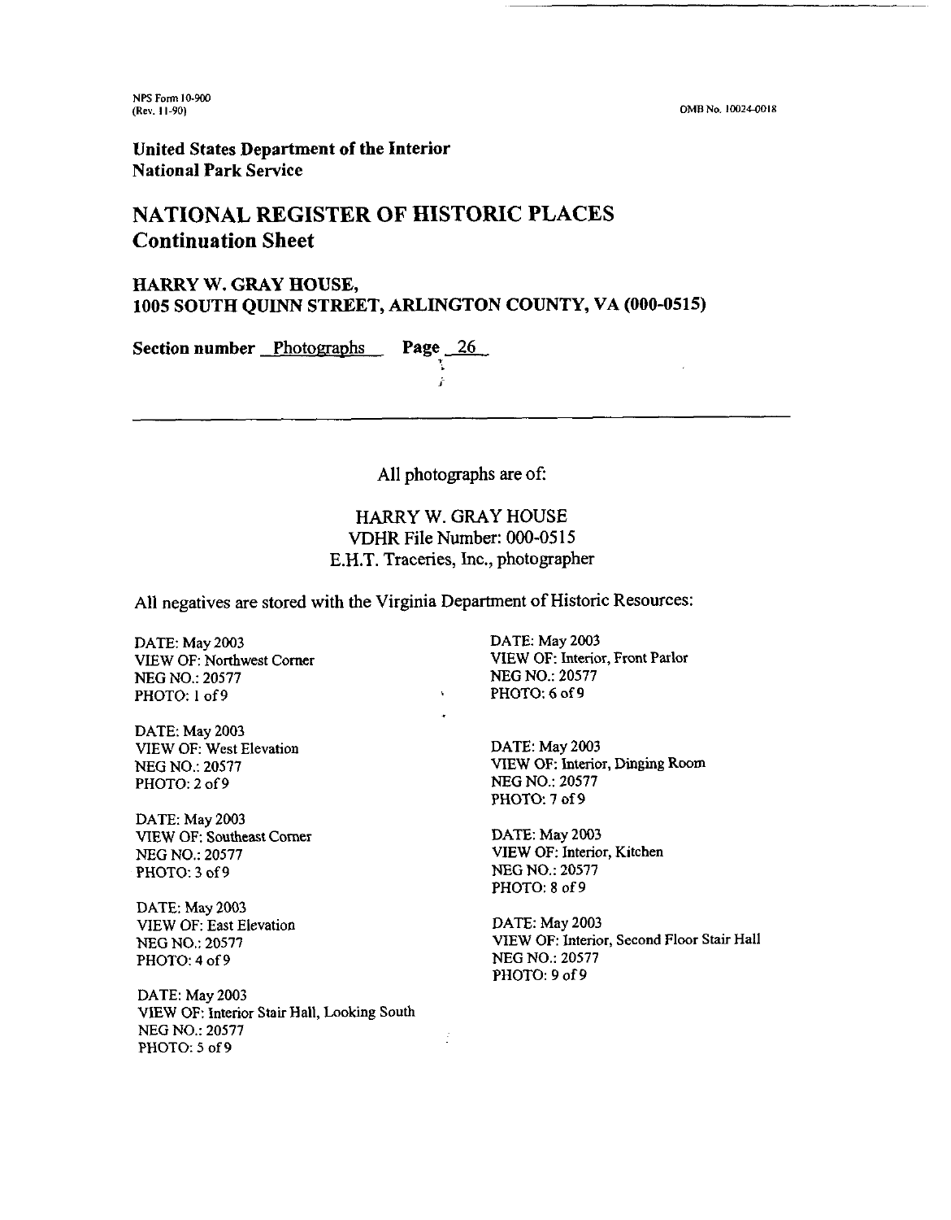NPS Form 10-900
(Rev. 11-90)

OMB No. 10024-0018

**United States Department of the Interior**
**National Park Service**

## NATIONAL REGISTER OF HISTORIC PLACES
## Continuation Sheet

### HARRY W. GRAY HOUSE,
### 1005 SOUTH QUINN STREET, ARLINGTON COUNTY, VA (000-0515)

**Section number** Photographs **Page** 26

---

All photographs are of:

HARRY W. GRAY HOUSE
VDHR File Number: 000-0515
E.H.T. Traceries, Inc., photographer

All negatives are stored with the Virginia Department of Historic Resources:

DATE: May 2003
VIEW OF: Northwest Corner
NEG NO.: 20577
PHOTO: 1 of 9

DATE: May 2003
VIEW OF: West Elevation
NEG NO.: 20577
PHOTO: 2 of 9

DATE: May 2003
VIEW OF: Southeast Corner
NEG NO.: 20577
PHOTO: 3 of 9

DATE: May 2003
VIEW OF: East Elevation
NEG NO.: 20577
PHOTO: 4 of 9

DATE: May 2003
VIEW OF: Interior Stair Hall, Looking South
NEG NO.: 20577
PHOTO: 5 of 9

DATE: May 2003
VIEW OF: Interior, Front Parlor
NEG NO.: 20577
PHOTO: 6 of 9

DATE: May 2003
VIEW OF: Interior, Dinging Room
NEG NO.: 20577
PHOTO: 7 of 9

DATE: May 2003
VIEW OF: Interior, Kitchen
NEG NO.: 20577
PHOTO: 8 of 9

DATE: May 2003
VIEW OF: Interior, Second Floor Stair Hall
NEG NO.: 20577
PHOTO: 9 of 9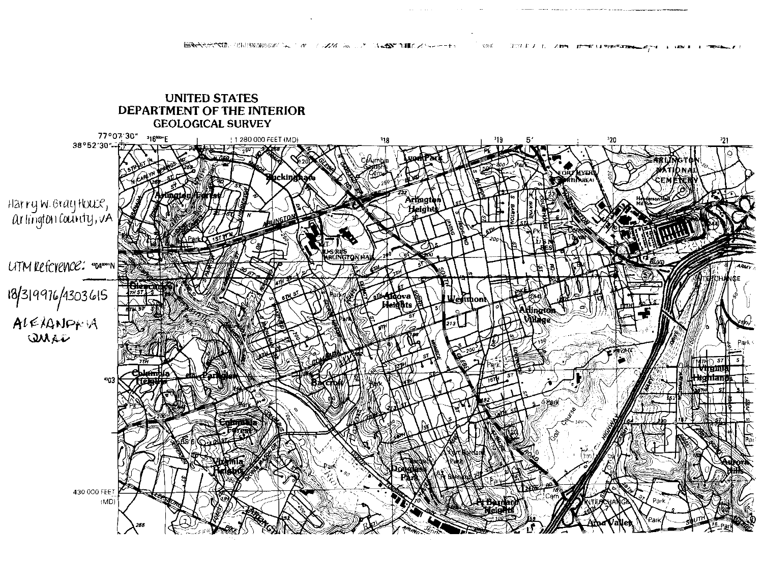UNITED STATES
DEPARTMENT OF THE INTERIOR
GEOLOGICAL SURVEY

77°07'30"
38°52'30"

Harry W. Gray House,
Arlington County, VA

UTM Reference:

18/319976/4303615

ALEXANDRIA
QUAD